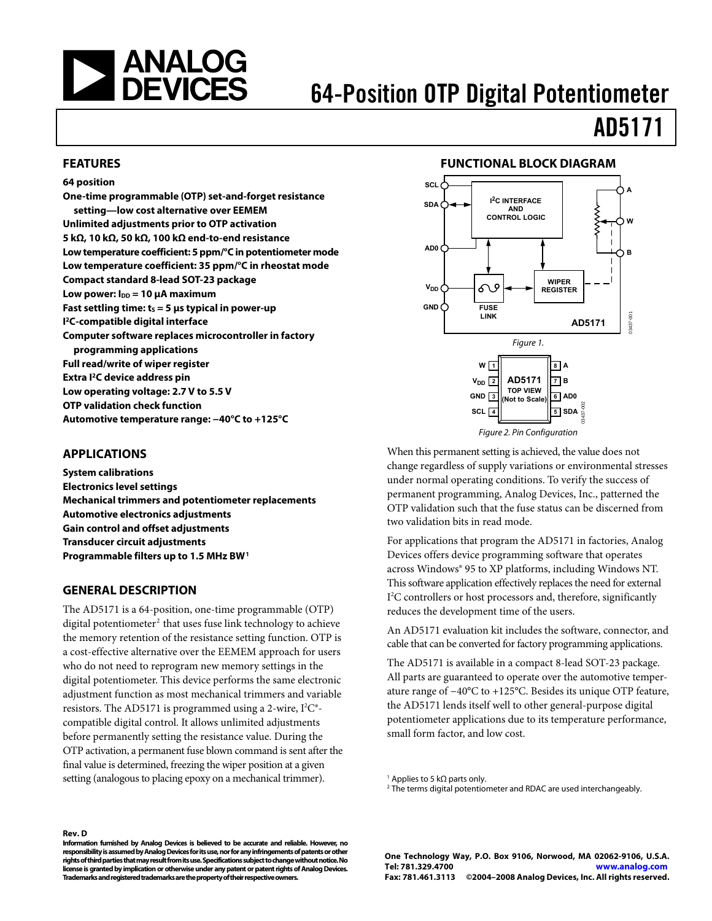# 64-Position OTP Digital Potentiometer

# AD5171

## FEATURES

**64 position**
**One-time programmable (OTP) set-and-forget resistance setting—low cost alternative over EEMEM**
**Unlimited adjustments prior to OTP activation**
**5 kΩ, 10 kΩ, 50 kΩ, 100 kΩ end-to-end resistance**
**Low temperature coefficient: 5 ppm/°C in potentiometer mode**
**Low temperature coefficient: 35 ppm/°C in rheostat mode**
**Compact standard 8-lead SOT-23 package**
**Low power: $I_{DD}$ = 10 μA maximum**
**Fast settling time: $t_S$ = 5 μs typical in power-up**
**I²C-compatible digital interface**
**Computer software replaces microcontroller in factory programming applications**
**Full read/write of wiper register**
**Extra I²C device address pin**
**Low operating voltage: 2.7 V to 5.5 V**
**OTP validation check function**
**Automotive temperature range: −40°C to +125°C**

## APPLICATIONS

**System calibrations**
**Electronics level settings**
**Mechanical trimmers and potentiometer replacements**
**Automotive electronics adjustments**
**Gain control and offset adjustments**
**Transducer circuit adjustments**
**Programmable filters up to 1.5 MHz BW[1]**

## FUNCTIONAL BLOCK DIAGRAM

Figure 1.

Figure 2. Pin Configuration

## GENERAL DESCRIPTION

The AD5171 is a 64-position, one-time programmable (OTP) digital potentiometer[2] that uses fuse link technology to achieve the memory retention of the resistance setting function. OTP is a cost-effective alternative over the EEMEM approach for users who do not need to reprogram new memory settings in the digital potentiometer. This device performs the same electronic adjustment function as most mechanical trimmers and variable resistors. The AD5171 is programmed using a 2-wire, I²C®-compatible digital control. It allows unlimited adjustments before permanently setting the resistance value. During the OTP activation, a permanent fuse blown command is sent after the final value is determined, freezing the wiper position at a given setting (analogous to placing epoxy on a mechanical trimmer).

When this permanent setting is achieved, the value does not change regardless of supply variations or environmental stresses under normal operating conditions. To verify the success of permanent programming, Analog Devices, Inc., patterned the OTP validation such that the fuse status can be discerned from two validation bits in read mode.

For applications that program the AD5171 in factories, Analog Devices offers device programming software that operates across Windows® 95 to XP platforms, including Windows NT. This software application effectively replaces the need for external I²C controllers or host processors and, therefore, significantly reduces the development time of the users.

An AD5171 evaluation kit includes the software, connector, and cable that can be converted for factory programming applications.

The AD5171 is available in a compact 8-lead SOT-23 package. All parts are guaranteed to operate over the automotive temperature range of −40°C to +125°C. Besides its unique OTP feature, the AD5171 lends itself well to other general-purpose digital potentiometer applications due to its temperature performance, small form factor, and low cost.

[1] Applies to 5 kΩ parts only.
[2] The terms digital potentiometer and RDAC are used interchangeably.

**Rev. D**

**Information furnished by Analog Devices is believed to be accurate and reliable. However, no responsibility is assumed by Analog Devices for its use, nor for any infringements of patents or other rights of third parties that may result from its use. Specifications subject to change without notice. No license is granted by implication or otherwise under any patent or patent rights of Analog Devices. Trademarks and registered trademarks are the property of their respective owners.**

**One Technology Way, P.O. Box 9106, Norwood, MA 02062-9106, U.S.A.**
**Tel: 781.329.4700 www.analog.com**
**Fax: 781.461.3113 ©2004–2008 Analog Devices, Inc. All rights reserved.**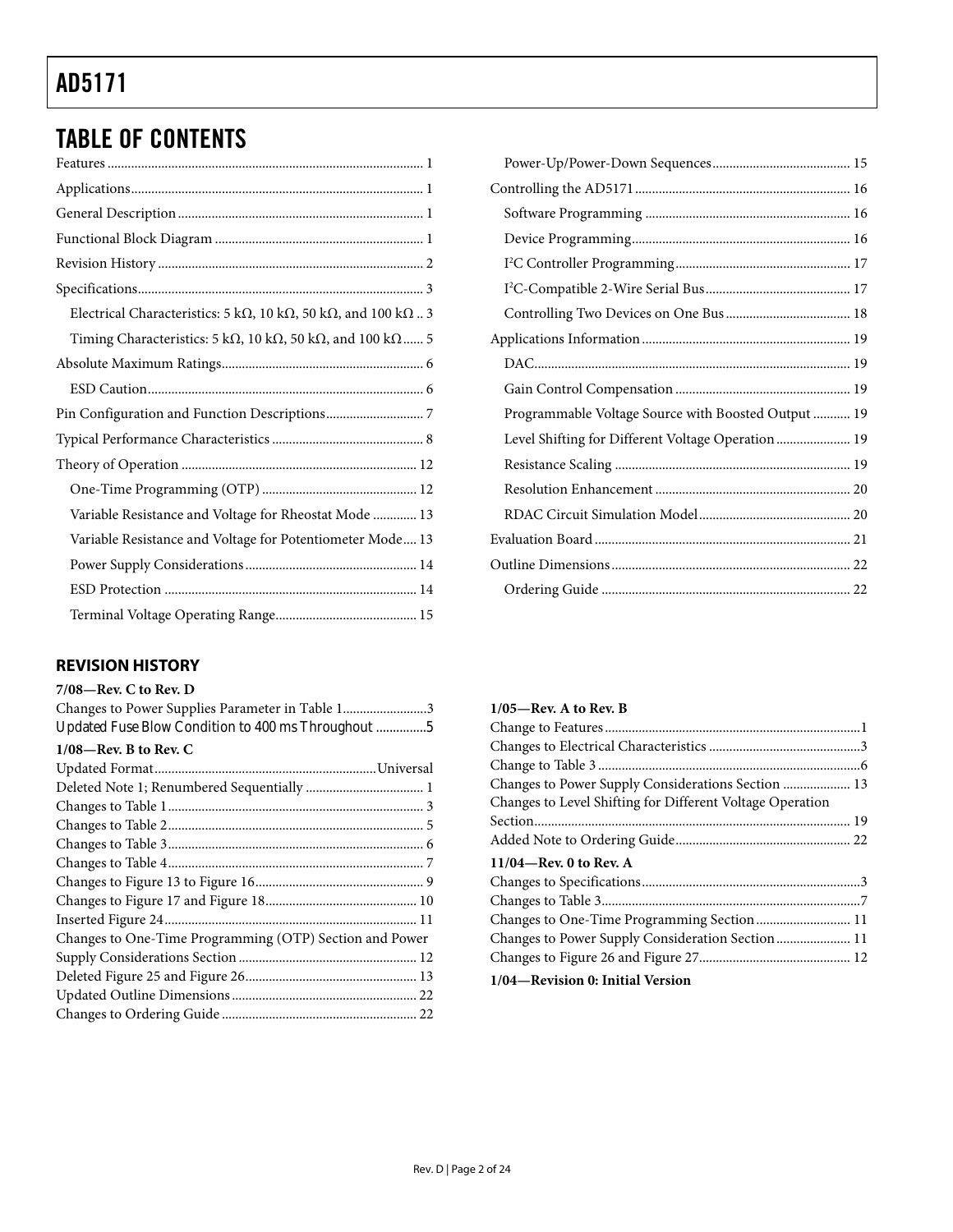# TABLE OF CONTENTS

Features ..... 1
Applications ..... 1
General Description ..... 1
Functional Block Diagram ..... 1
Revision History ..... 2
Specifications ..... 3
  Electrical Characteristics: 5 kΩ, 10 kΩ, 50 kΩ, and 100 kΩ .. 3
  Timing Characteristics: 5 kΩ, 10 kΩ, 50 kΩ, and 100 kΩ ..... 5
Absolute Maximum Ratings ..... 6
  ESD Caution ..... 6
Pin Configuration and Function Descriptions ..... 7
Typical Performance Characteristics ..... 8
Theory of Operation ..... 12
  One-Time Programming (OTP) ..... 12
  Variable Resistance and Voltage for Rheostat Mode ..... 13
  Variable Resistance and Voltage for Potentiometer Mode ..... 13
  Power Supply Considerations ..... 14
  ESD Protection ..... 14
  Terminal Voltage Operating Range ..... 15
  Power-Up/Power-Down Sequences ..... 15
Controlling the AD5171 ..... 16
  Software Programming ..... 16
  Device Programming ..... 16
  $I^2C$ Controller Programming ..... 17
  $I^2C$-Compatible 2-Wire Serial Bus ..... 17
  Controlling Two Devices on One Bus ..... 18
Applications Information ..... 19
  DAC ..... 19
  Gain Control Compensation ..... 19
  Programmable Voltage Source with Boosted Output ..... 19
  Level Shifting for Different Voltage Operation ..... 19
  Resistance Scaling ..... 19
  Resolution Enhancement ..... 20
  RDAC Circuit Simulation Model ..... 20
Evaluation Board ..... 21
Outline Dimensions ..... 22
  Ordering Guide ..... 22

## REVISION HISTORY

**7/08—Rev. C to Rev. D**

Changes to Power Supplies Parameter in Table 1 ..... 3
Updated Fuse Blow Condition to 400 ms Throughout ..... 5

**1/08—Rev. B to Rev. C**

Updated Format ..... Universal
Deleted Note 1; Renumbered Sequentially ..... 1
Changes to Table 1 ..... 3
Changes to Table 2 ..... 5
Changes to Table 3 ..... 6
Changes to Table 4 ..... 7
Changes to Figure 13 to Figure 16 ..... 9
Changes to Figure 17 and Figure 18 ..... 10
Inserted Figure 24 ..... 11
Changes to One-Time Programming (OTP) Section and Power Supply Considerations Section ..... 12
Deleted Figure 25 and Figure 26 ..... 13
Updated Outline Dimensions ..... 22
Changes to Ordering Guide ..... 22

**1/05—Rev. A to Rev. B**

Change to Features ..... 1
Changes to Electrical Characteristics ..... 3
Change to Table 3 ..... 6
Changes to Power Supply Considerations Section ..... 13
Changes to Level Shifting for Different Voltage Operation Section ..... 19
Added Note to Ordering Guide ..... 22

**11/04—Rev. 0 to Rev. A**

Changes to Specifications ..... 3
Changes to Table 3 ..... 7
Changes to One-Time Programming Section ..... 11
Changes to Power Supply Consideration Section ..... 11
Changes to Figure 26 and Figure 27 ..... 12

**1/04—Revision 0: Initial Version**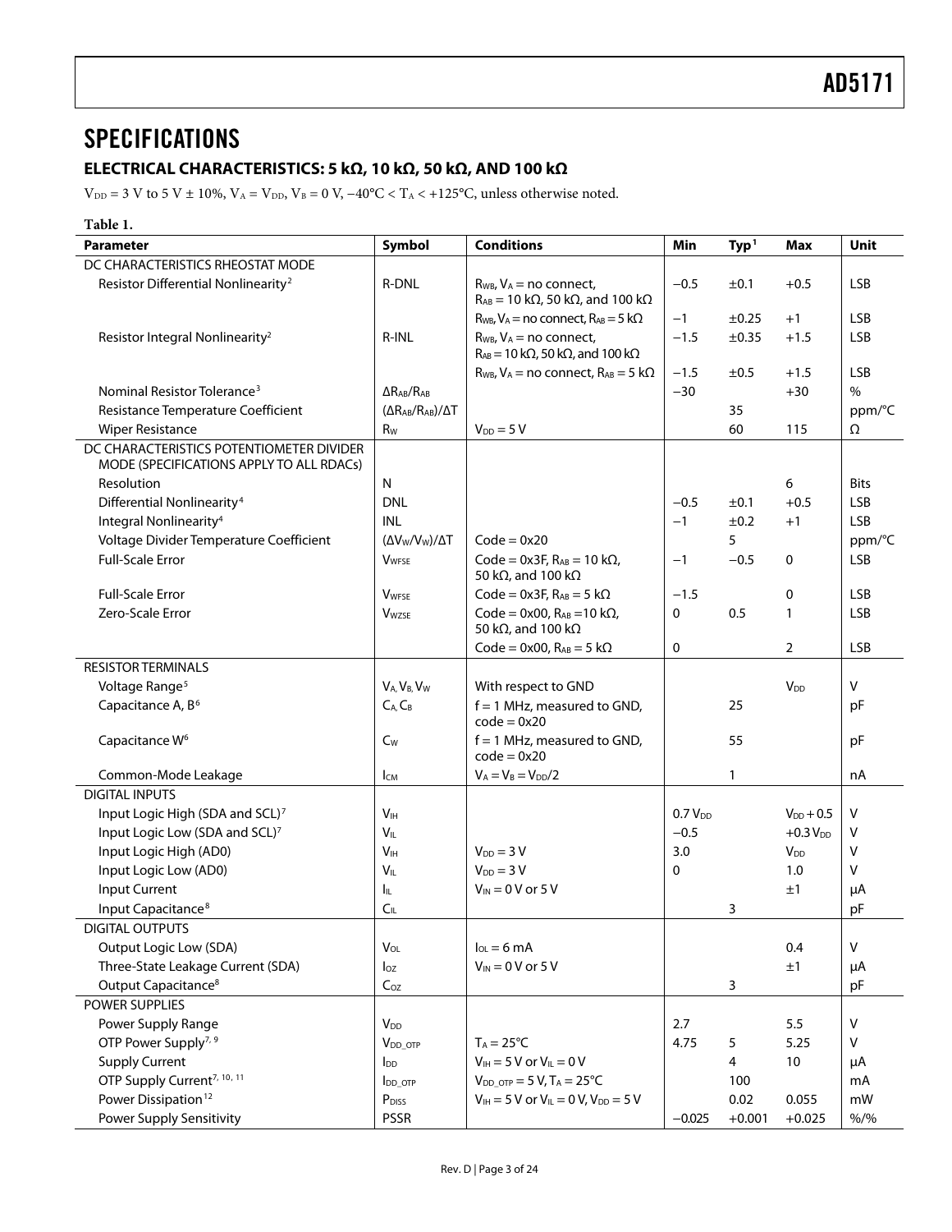## SPECIFICATIONS

### ELECTRICAL CHARACTERISTICS: 5 kΩ, 10 kΩ, 50 kΩ, AND 100 kΩ

$V_{DD}$ = 3 V to 5 V ± 10%, $V_A = V_{DD}$, $V_B$ = 0 V, −40°C < $T_A$ < +125°C, unless otherwise noted.

**Table 1.**

| Parameter | Symbol | Conditions | Min | Typ[1] | Max | Unit |
|---|---|---|---|---|---|---|
| DC CHARACTERISTICS RHEOSTAT MODE | | | | | | |
| Resistor Differential Nonlinearity[2] | R-DNL | $R_{WB}$, $V_A$ = no connect, $R_{AB}$ = 10 kΩ, 50 kΩ, and 100 kΩ | −0.5 | ±0.1 | +0.5 | LSB |
| | | $R_{WB}$, $V_A$ = no connect, $R_{AB}$ = 5 kΩ | −1 | ±0.25 | +1 | LSB |
| Resistor Integral Nonlinearity[2] | R-INL | $R_{WB}$, $V_A$ = no connect, $R_{AB}$ = 10 kΩ, 50 kΩ, and 100 kΩ | −1.5 | ±0.35 | +1.5 | LSB |
| | | $R_{WB}$, $V_A$ = no connect, $R_{AB}$ = 5 kΩ | −1.5 | ±0.5 | +1.5 | LSB |
| Nominal Resistor Tolerance[3] | $\Delta R_{AB}/R_{AB}$ | | −30 | | +30 | % |
| Resistance Temperature Coefficient | $(\Delta R_{AB}/R_{AB})/\Delta T$ | | | 35 | | ppm/°C |
| Wiper Resistance | $R_W$ | $V_{DD}$ = 5 V | | 60 | 115 | Ω |
| DC CHARACTERISTICS POTENTIOMETER DIVIDER MODE (SPECIFICATIONS APPLY TO ALL RDACs) | | | | | | |
| Resolution | N | | | | 6 | Bits |
| Differential Nonlinearity[4] | DNL | | −0.5 | ±0.1 | +0.5 | LSB |
| Integral Nonlinearity[4] | INL | | −1 | ±0.2 | +1 | LSB |
| Voltage Divider Temperature Coefficient | $(\Delta V_W/V_W)/\Delta T$ | Code = 0x20 | | 5 | | ppm/°C |
| Full-Scale Error | $V_{WFSE}$ | Code = 0x3F, $R_{AB}$ = 10 kΩ, 50 kΩ, and 100 kΩ | −1 | −0.5 | 0 | LSB |
| Full-Scale Error | $V_{WFSE}$ | Code = 0x3F, $R_{AB}$ = 5 kΩ | −1.5 | | 0 | LSB |
| Zero-Scale Error | $V_{WZSE}$ | Code = 0x00, $R_{AB}$ = 10 kΩ, 50 kΩ, and 100 kΩ | 0 | 0.5 | 1 | LSB |
| | | Code = 0x00, $R_{AB}$ = 5 kΩ | 0 | | 2 | LSB |
| RESISTOR TERMINALS | | | | | | |
| Voltage Range[5] | $V_A$, $V_B$, $V_W$ | With respect to GND | | | $V_{DD}$ | V |
| Capacitance A, B[6] | $C_A$, $C_B$ | f = 1 MHz, measured to GND, code = 0x20 | | 25 | | pF |
| Capacitance W[6] | $C_W$ | f = 1 MHz, measured to GND, code = 0x20 | | 55 | | pF |
| Common-Mode Leakage | $I_{CM}$ | $V_A = V_B = V_{DD}/2$ | | 1 | | nA |
| DIGITAL INPUTS | | | | | | |
| Input Logic High (SDA and SCL)[7] | $V_{IH}$ | | 0.7 $V_{DD}$ | | $V_{DD}$ + 0.5 | V |
| Input Logic Low (SDA and SCL)[7] | $V_{IL}$ | | −0.5 | | +0.3 $V_{DD}$ | V |
| Input Logic High (AD0) | $V_{IH}$ | $V_{DD}$ = 3 V | 3.0 | | $V_{DD}$ | V |
| Input Logic Low (AD0) | $V_{IL}$ | $V_{DD}$ = 3 V | 0 | | 1.0 | V |
| Input Current | $I_{IL}$ | $V_{IN}$ = 0 V or 5 V | | | ±1 | μA |
| Input Capacitance[8] | $C_{IL}$ | | | 3 | | pF |
| DIGITAL OUTPUTS | | | | | | |
| Output Logic Low (SDA) | $V_{OL}$ | $I_{OL}$ = 6 mA | | | 0.4 | V |
| Three-State Leakage Current (SDA) | $I_{OZ}$ | $V_{IN}$ = 0 V or 5 V | | | ±1 | μA |
| Output Capacitance[8] | $C_{OZ}$ | | | 3 | | pF |
| POWER SUPPLIES | | | | | | |
| Power Supply Range | $V_{DD}$ | | 2.7 | | 5.5 | V |
| OTP Power Supply[7, 9] | $V_{DD\_OTP}$ | $T_A$ = 25°C | 4.75 | 5 | 5.25 | V |
| Supply Current | $I_{DD}$ | $V_{IH}$ = 5 V or $V_{IL}$ = 0 V | | 4 | 10 | μA |
| OTP Supply Current[7, 10, 11] | $I_{DD\_OTP}$ | $V_{DD\_OTP}$ = 5 V, $T_A$ = 25°C | | 100 | | mA |
| Power Dissipation[12] | $P_{DISS}$ | $V_{IH}$ = 5 V or $V_{IL}$ = 0 V, $V_{DD}$ = 5 V | | 0.02 | 0.055 | mW |
| Power Supply Sensitivity | PSSR | | −0.025 | +0.001 | +0.025 | %/% |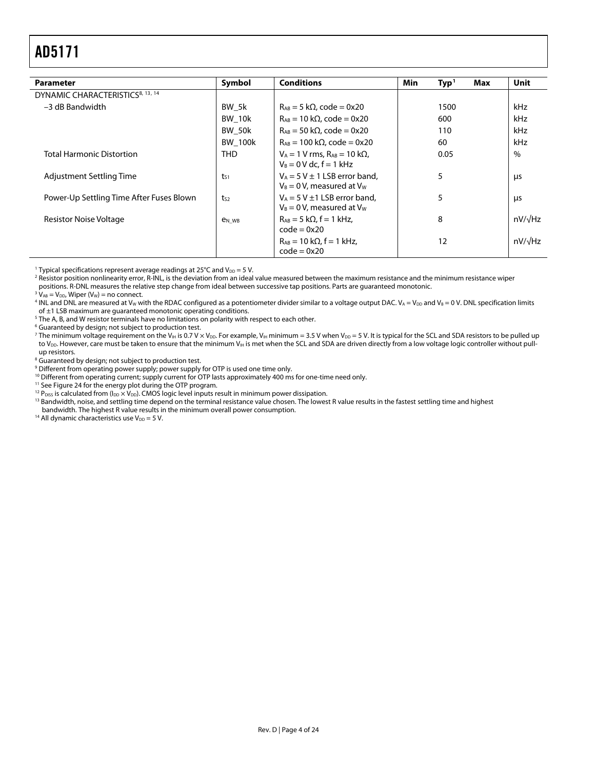| Parameter | Symbol | Conditions | Min | Typ[1] | Max | Unit |
|---|---|---|---|---|---|---|
| DYNAMIC CHARACTERISTICS[8, 13, 14] | | | | | | |
| −3 dB Bandwidth | BW_5k | $R_{AB}$ = 5 kΩ, code = 0x20 | | 1500 | | kHz |
| | BW_10k | $R_{AB}$ = 10 kΩ, code = 0x20 | | 600 | | kHz |
| | BW_50k | $R_{AB}$ = 50 kΩ, code = 0x20 | | 110 | | kHz |
| | BW_100k | $R_{AB}$ = 100 kΩ, code = 0x20 | | 60 | | kHz |
| Total Harmonic Distortion | THD | $V_A$ = 1 V rms, $R_{AB}$ = 10 kΩ, $V_B$ = 0 V dc, f = 1 kHz | | 0.05 | | % |
| Adjustment Settling Time | $t_{S1}$ | $V_A$ = 5 V ± 1 LSB error band, $V_B$ = 0 V, measured at $V_W$ | | 5 | | μs |
| Power-Up Settling Time After Fuses Blown | $t_{S2}$ | $V_A$ = 5 V ±1 LSB error band, $V_B$ = 0 V, measured at $V_W$ | | 5 | | μs |
| Resistor Noise Voltage | $e_{N\_WB}$ | $R_{AB}$ = 5 kΩ, f = 1 kHz, code = 0x20 | | 8 | | nV/√Hz |
| | | $R_{AB}$ = 10 kΩ, f = 1 kHz, code = 0x20 | | 12 | | nV/√Hz |

[1] Typical specifications represent average readings at 25°C and $V_{DD}$ = 5 V.
[2] Resistor position nonlinearity error, R-INL, is the deviation from an ideal value measured between the maximum resistance and the minimum resistance wiper positions. R-DNL measures the relative step change from ideal between successive tap positions. Parts are guaranteed monotonic.
[3] $V_{AB}$ = $V_{DD}$, Wiper ($V_W$) = no connect.
[4] INL and DNL are measured at $V_W$ with the RDAC configured as a potentiometer divider similar to a voltage output DAC. $V_A$ = $V_{DD}$ and $V_B$ = 0 V. DNL specification limits of ±1 LSB maximum are guaranteed monotonic operating conditions.
[5] The A, B, and W resistor terminals have no limitations on polarity with respect to each other.
[6] Guaranteed by design; not subject to production test.
[7] The minimum voltage requirement on the $V_{IH}$ is 0.7 V × $V_{DD}$. For example, $V_{IH}$ minimum = 3.5 V when $V_{DD}$ = 5 V. It is typical for the SCL and SDA resistors to be pulled up to $V_{DD}$. However, care must be taken to ensure that the minimum $V_{IH}$ is met when the SCL and SDA are driven directly from a low voltage logic controller without pull-up resistors.
[8] Guaranteed by design; not subject to production test.
[9] Different from operating power supply; power supply for OTP is used one time only.
[10] Different from operating current; supply current for OTP lasts approximately 400 ms for one-time need only.
[11] See Figure 24 for the energy plot during the OTP program.
[12] $P_{DISS}$ is calculated from ($I_{DD}$ × $V_{DD}$). CMOS logic level inputs result in minimum power dissipation.
[13] Bandwidth, noise, and settling time depend on the terminal resistance value chosen. The lowest R value results in the fastest settling time and highest bandwidth. The highest R value results in the minimum overall power consumption.
[14] All dynamic characteristics use $V_{DD}$ = 5 V.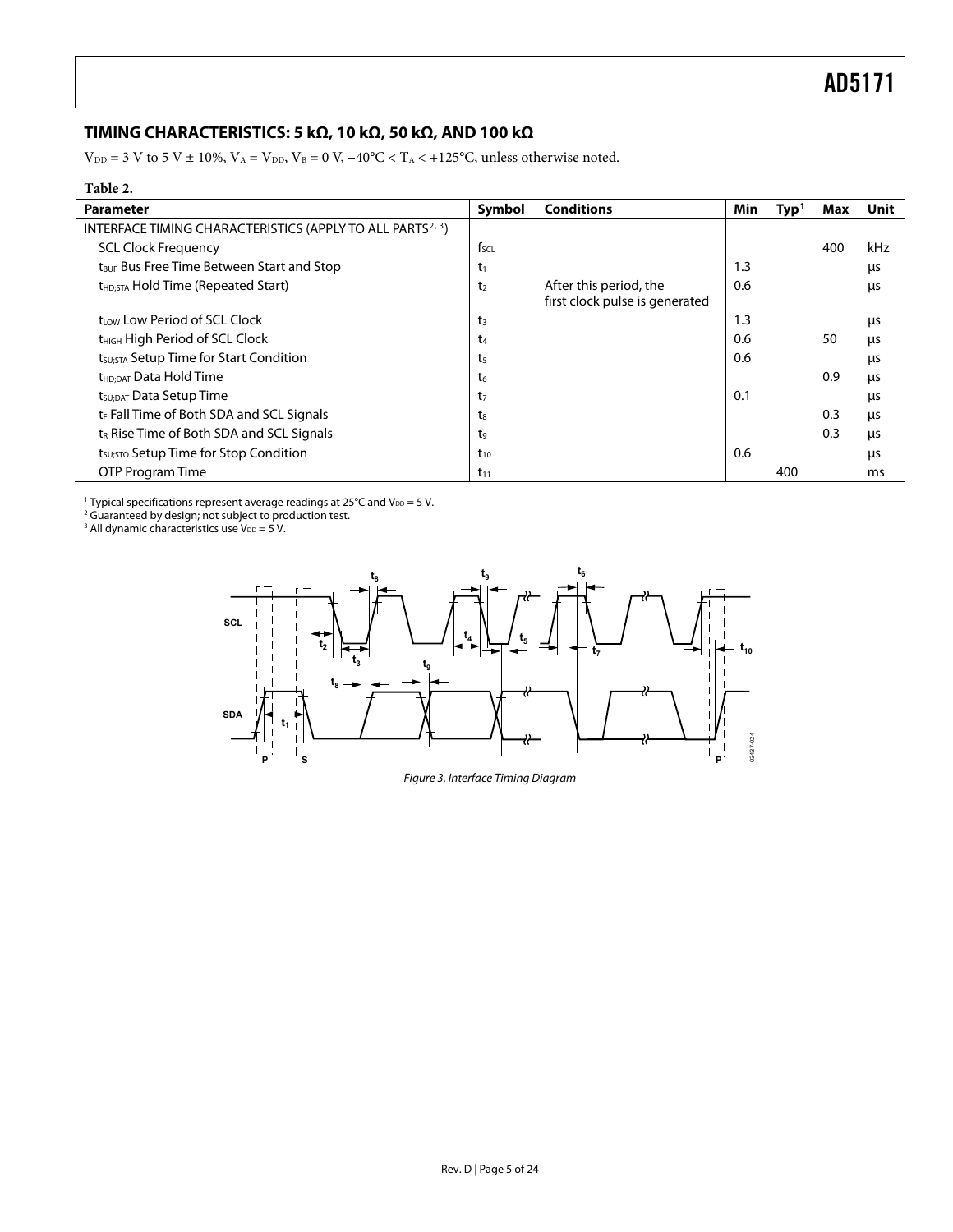## TIMING CHARACTERISTICS: 5 kΩ, 10 kΩ, 50 kΩ, AND 100 kΩ

$V_{DD}$ = 3 V to 5 V ± 10%, $V_A = V_{DD}$, $V_B$ = 0 V, −40°C < $T_A$ < +125°C, unless otherwise noted.

**Table 2.**

| Parameter | Symbol | Conditions | Min | Typ[1] | Max | Unit |
|---|---|---|---|---|---|---|
| INTERFACE TIMING CHARACTERISTICS (APPLY TO ALL PARTS[2, 3]) | | | | | | |
| SCL Clock Frequency | $f_{SCL}$ | | | | 400 | kHz |
| $t_{BUF}$ Bus Free Time Between Start and Stop | $t_1$ | | 1.3 | | | μs |
| $t_{HD;STA}$ Hold Time (Repeated Start) | $t_2$ | After this period, the first clock pulse is generated | 0.6 | | | μs |
| $t_{LOW}$ Low Period of SCL Clock | $t_3$ | | 1.3 | | | μs |
| $t_{HIGH}$ High Period of SCL Clock | $t_4$ | | 0.6 | | 50 | μs |
| $t_{SU;STA}$ Setup Time for Start Condition | $t_5$ | | 0.6 | | | μs |
| $t_{HD;DAT}$ Data Hold Time | $t_6$ | | | | 0.9 | μs |
| $t_{SU;DAT}$ Data Setup Time | $t_7$ | | 0.1 | | | μs |
| $t_F$ Fall Time of Both SDA and SCL Signals | $t_8$ | | | | 0.3 | μs |
| $t_R$ Rise Time of Both SDA and SCL Signals | $t_9$ | | | | 0.3 | μs |
| $t_{SU;STO}$ Setup Time for Stop Condition | $t_{10}$ | | 0.6 | | | μs |
| OTP Program Time | $t_{11}$ | | | 400 | | ms |

[1] Typical specifications represent average readings at 25°C and $V_{DD}$ = 5 V.
[2] Guaranteed by design; not subject to production test.
[3] All dynamic characteristics use $V_{DD}$ = 5 V.

*Figure 3. Interface Timing Diagram*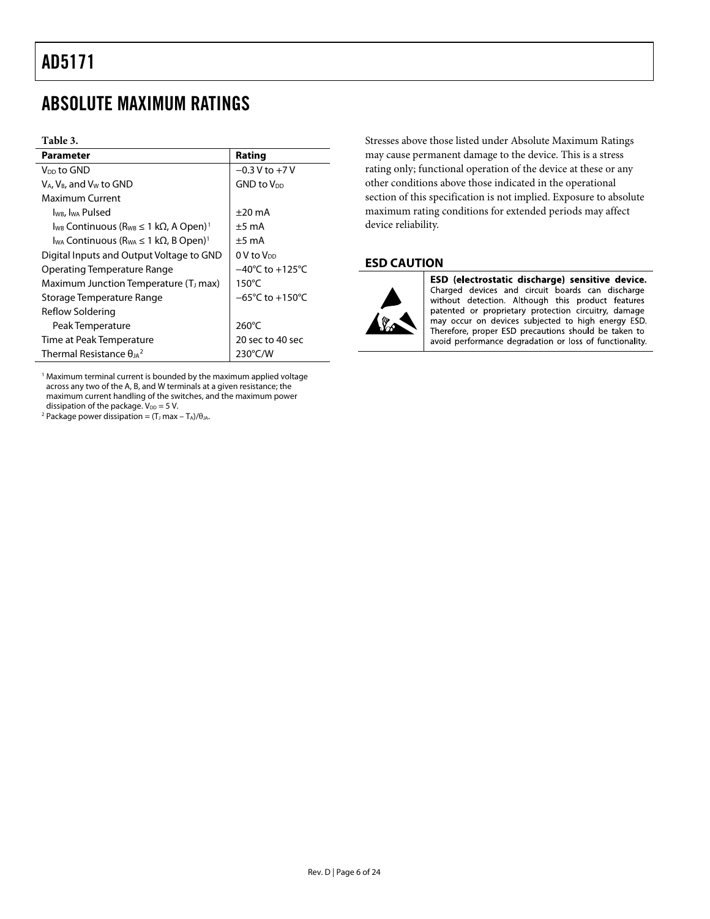# ABSOLUTE MAXIMUM RATINGS

**Table 3.**

| Parameter | Rating |
|---|---|
| $V_{DD}$ to GND | −0.3 V to +7 V |
| $V_A$, $V_B$, and $V_W$ to GND | GND to $V_{DD}$ |
| Maximum Current | |
| $I_{WB}$, $I_{WA}$ Pulsed | ±20 mA |
| $I_{WB}$ Continuous ($R_{WB} \leq 1$ kΩ, A Open)[1] | ±5 mA |
| $I_{WA}$ Continuous ($R_{WA} \leq 1$ kΩ, B Open)[1] | ±5 mA |
| Digital Inputs and Output Voltage to GND | 0 V to $V_{DD}$ |
| Operating Temperature Range | −40°C to +125°C |
| Maximum Junction Temperature ($T_J$ max) | 150°C |
| Storage Temperature Range | −65°C to +150°C |
| Reflow Soldering | |
| Peak Temperature | 260°C |
| Time at Peak Temperature | 20 sec to 40 sec |
| Thermal Resistance $\theta_{JA}$[2] | 230°C/W |

[1] Maximum terminal current is bounded by the maximum applied voltage across any two of the A, B, and W terminals at a given resistance; the maximum current handling of the switches, and the maximum power dissipation of the package. $V_{DD}$ = 5 V.

[2] Package power dissipation = ($T_J$ max – $T_A$)/$\theta_{JA}$.

Stresses above those listed under Absolute Maximum Ratings may cause permanent damage to the device. This is a stress rating only; functional operation of the device at these or any other conditions above those indicated in the operational section of this specification is not implied. Exposure to absolute maximum rating conditions for extended periods may affect device reliability.

## ESD CAUTION

**ESD (electrostatic discharge) sensitive device.** Charged devices and circuit boards can discharge without detection. Although this product features patented or proprietary protection circuitry, damage may occur on devices subjected to high energy ESD. Therefore, proper ESD precautions should be taken to avoid performance degradation or loss of functionality.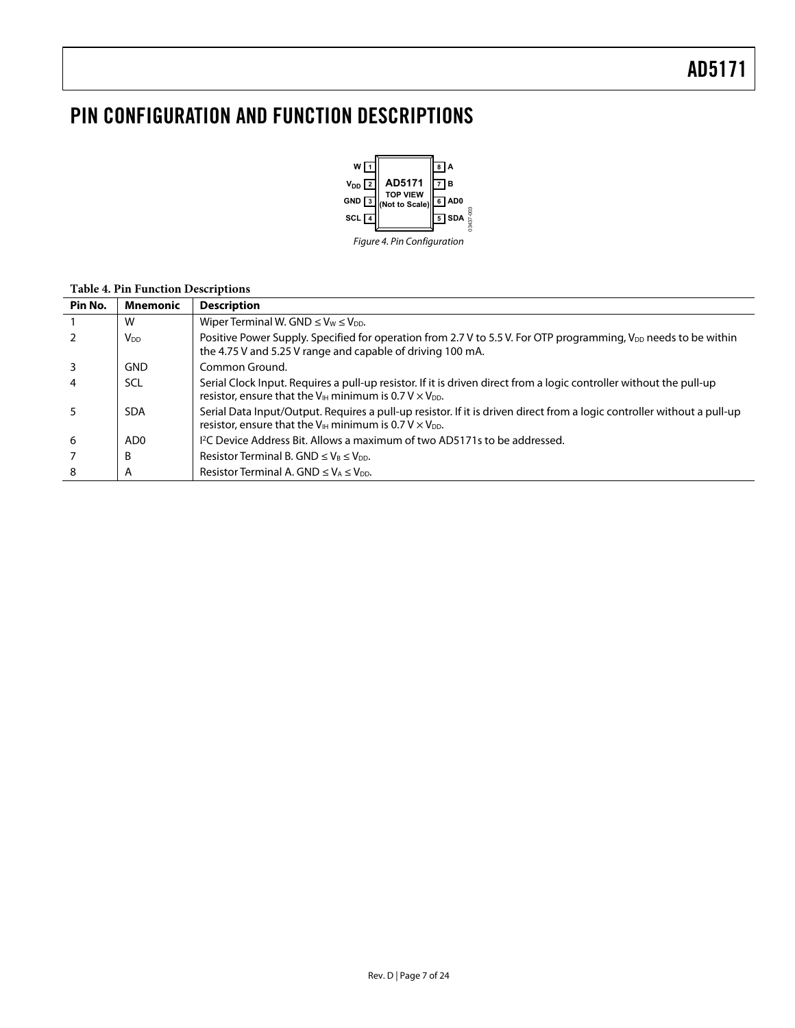# PIN CONFIGURATION AND FUNCTION DESCRIPTIONS

Figure 4. Pin Configuration

**Table 4. Pin Function Descriptions**

| Pin No. | Mnemonic | Description |
| --- | --- | --- |
| 1 | W | Wiper Terminal W. GND ≤ $V_W$ ≤ $V_{DD}$. |
| 2 | $V_{DD}$ | Positive Power Supply. Specified for operation from 2.7 V to 5.5 V. For OTP programming, $V_{DD}$ needs to be within the 4.75 V and 5.25 V range and capable of driving 100 mA. |
| 3 | GND | Common Ground. |
| 4 | SCL | Serial Clock Input. Requires a pull-up resistor. If it is driven direct from a logic controller without the pull-up resistor, ensure that the $V_{IH}$ minimum is 0.7 V × $V_{DD}$. |
| 5 | SDA | Serial Data Input/Output. Requires a pull-up resistor. If it is driven direct from a logic controller without a pull-up resistor, ensure that the $V_{IH}$ minimum is 0.7 V × $V_{DD}$. |
| 6 | AD0 | $I^2C$ Device Address Bit. Allows a maximum of two AD5171s to be addressed. |
| 7 | B | Resistor Terminal B. GND ≤ $V_B$ ≤ $V_{DD}$. |
| 8 | A | Resistor Terminal A. GND ≤ $V_A$ ≤ $V_{DD}$. |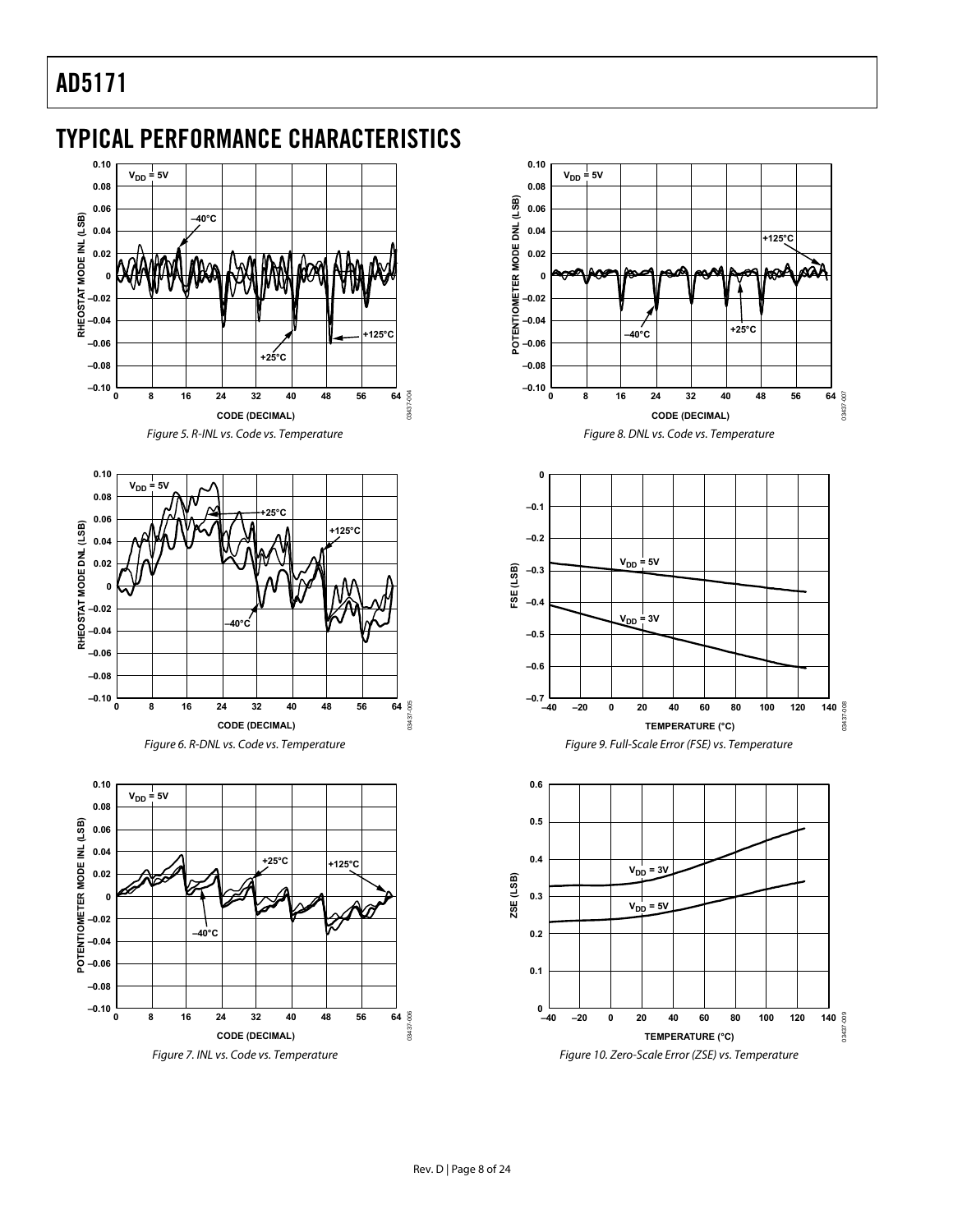## TYPICAL PERFORMANCE CHARACTERISTICS

Figure 5. R-INL vs. Code vs. Temperature

Figure 6. R-DNL vs. Code vs. Temperature

Figure 7. INL vs. Code vs. Temperature

Figure 8. DNL vs. Code vs. Temperature

Figure 9. Full-Scale Error (FSE) vs. Temperature

Figure 10. Zero-Scale Error (ZSE) vs. Temperature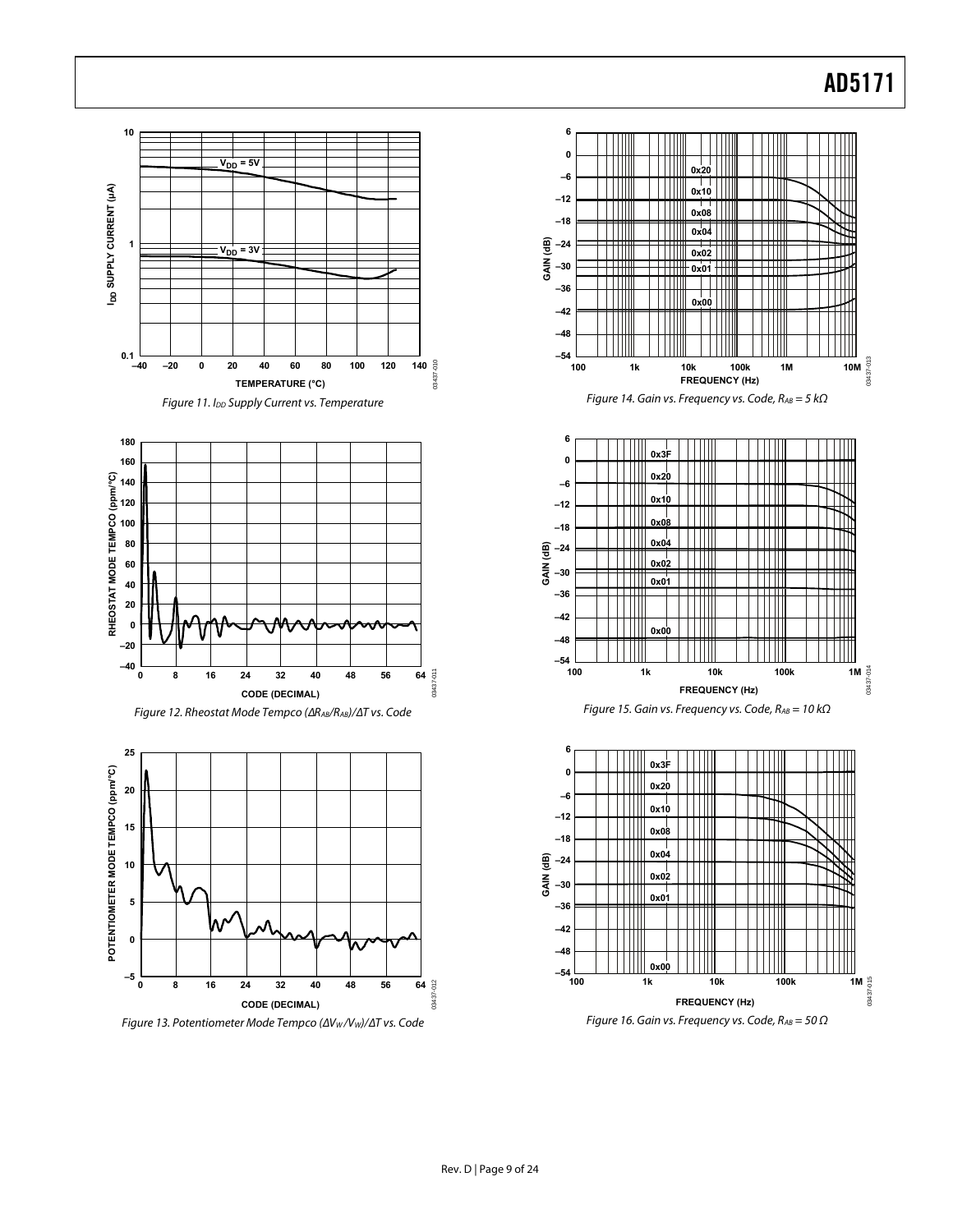Figure 11. $I_{DD}$ Supply Current vs. Temperature

Figure 12. Rheostat Mode Tempco $(\Delta R_{AB}/R_{AB})/\Delta T$ vs. Code

Figure 13. Potentiometer Mode Tempco $(\Delta V_W/V_W)/\Delta T$ vs. Code

Figure 14. Gain vs. Frequency vs. Code, $R_{AB}$ = 5 kΩ

Figure 15. Gain vs. Frequency vs. Code, $R_{AB}$ = 10 kΩ

Figure 16. Gain vs. Frequency vs. Code, $R_{AB}$ = 50 Ω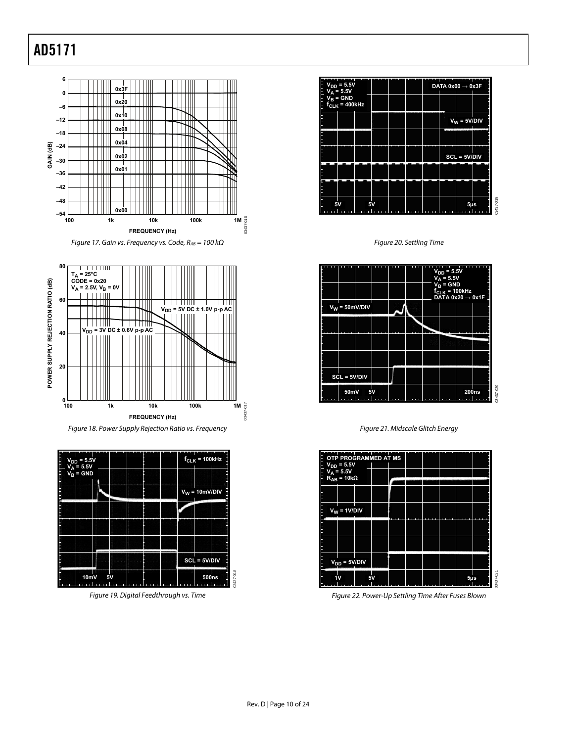Figure 17. Gain vs. Frequency vs. Code, $R_{AB}$ = 100 kΩ

Figure 18. Power Supply Rejection Ratio vs. Frequency

Figure 19. Digital Feedthrough vs. Time

Figure 20. Settling Time

Figure 21. Midscale Glitch Energy

Figure 22. Power-Up Settling Time After Fuses Blown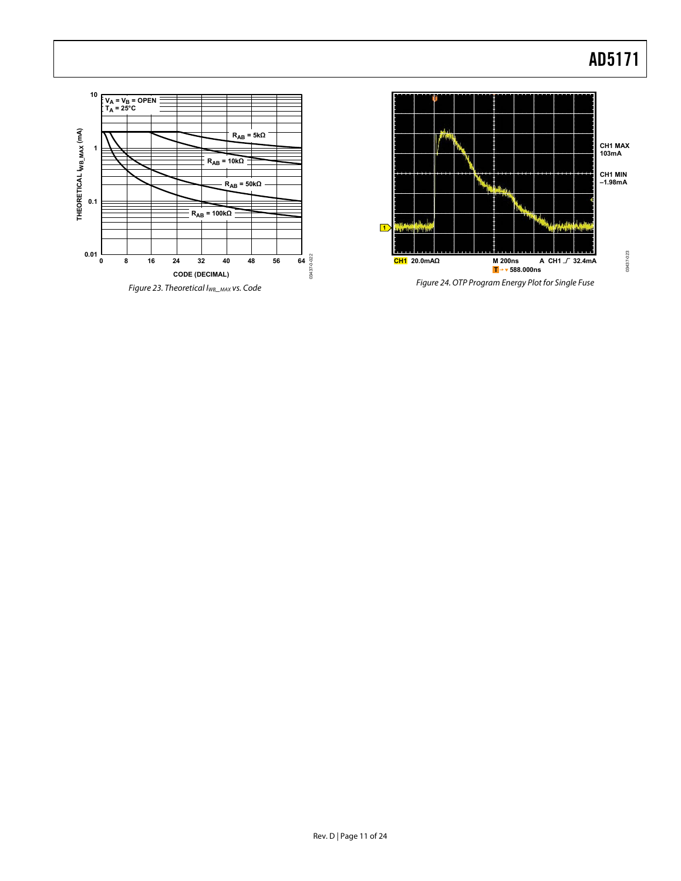Figure 23. Theoretical $I_{WB\_MAX}$ vs. Code

Figure 24. OTP Program Energy Plot for Single Fuse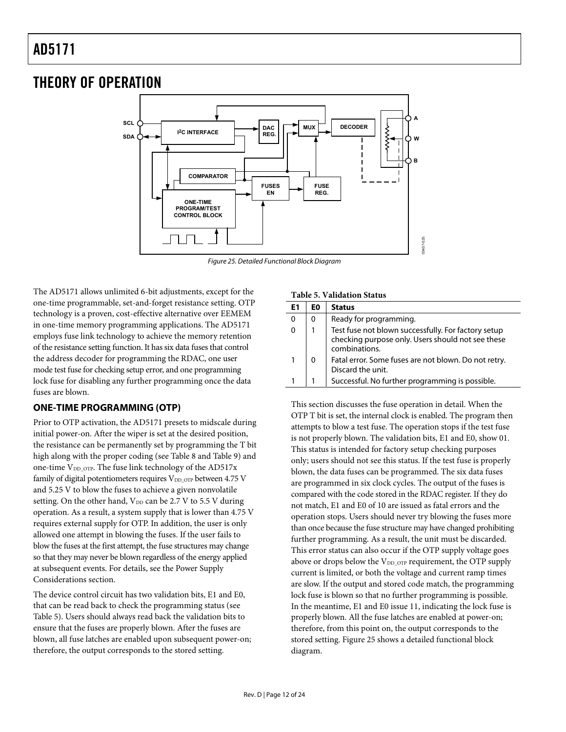# THEORY OF OPERATION

Figure 25. Detailed Functional Block Diagram

The AD5171 allows unlimited 6-bit adjustments, except for the one-time programmable, set-and-forget resistance setting. OTP technology is a proven, cost-effective alternative over EEMEM in one-time memory programming applications. The AD5171 employs fuse link technology to achieve the memory retention of the resistance setting function. It has six data fuses that control the address decoder for programming the RDAC, one user mode test fuse for checking setup error, and one programming lock fuse for disabling any further programming once the data fuses are blown.

## ONE-TIME PROGRAMMING (OTP)

Prior to OTP activation, the AD5171 presets to midscale during initial power-on. After the wiper is set at the desired position, the resistance can be permanently set by programming the T bit high along with the proper coding (see Table 8 and Table 9) and one-time $V_{DD\_OTP}$. The fuse link technology of the AD517x family of digital potentiometers requires $V_{DD\_OTP}$ between 4.75 V and 5.25 V to blow the fuses to achieve a given nonvolatile setting. On the other hand, $V_{DD}$ can be 2.7 V to 5.5 V during operation. As a result, a system supply that is lower than 4.75 V requires external supply for OTP. In addition, the user is only allowed one attempt in blowing the fuses. If the user fails to blow the fuses at the first attempt, the fuse structures may change so that they may never be blown regardless of the energy applied at subsequent events. For details, see the Power Supply Considerations section.

The device control circuit has two validation bits, E1 and E0, that can be read back to check the programming status (see Table 5). Users should always read back the validation bits to ensure that the fuses are properly blown. After the fuses are blown, all fuse latches are enabled upon subsequent power-on; therefore, the output corresponds to the stored setting.

**Table 5. Validation Status**

| E1 | E0 | Status |
|---|---|---|
| 0 | 0 | Ready for programming. |
| 0 | 1 | Test fuse not blown successfully. For factory setup checking purpose only. Users should not see these combinations. |
| 1 | 0 | Fatal error. Some fuses are not blown. Do not retry. Discard the unit. |
| 1 | 1 | Successful. No further programming is possible. |

This section discusses the fuse operation in detail. When the OTP T bit is set, the internal clock is enabled. The program then attempts to blow a test fuse. The operation stops if the test fuse is not properly blown. The validation bits, E1 and E0, show 01. This status is intended for factory setup checking purposes only; users should not see this status. If the test fuse is properly blown, the data fuses can be programmed. The six data fuses are programmed in six clock cycles. The output of the fuses is compared with the code stored in the RDAC register. If they do not match, E1 and E0 of 10 are issued as fatal errors and the operation stops. Users should never try blowing the fuses more than once because the fuse structure may have changed prohibiting further programming. As a result, the unit must be discarded. This error status can also occur if the OTP supply voltage goes above or drops below the $V_{DD\_OTP}$ requirement, the OTP supply current is limited, or both the voltage and current ramp times are slow. If the output and stored code match, the programming lock fuse is blown so that no further programming is possible. In the meantime, E1 and E0 issue 11, indicating the lock fuse is properly blown. All the fuse latches are enabled at power-on; therefore, from this point on, the output corresponds to the stored setting. Figure 25 shows a detailed functional block diagram.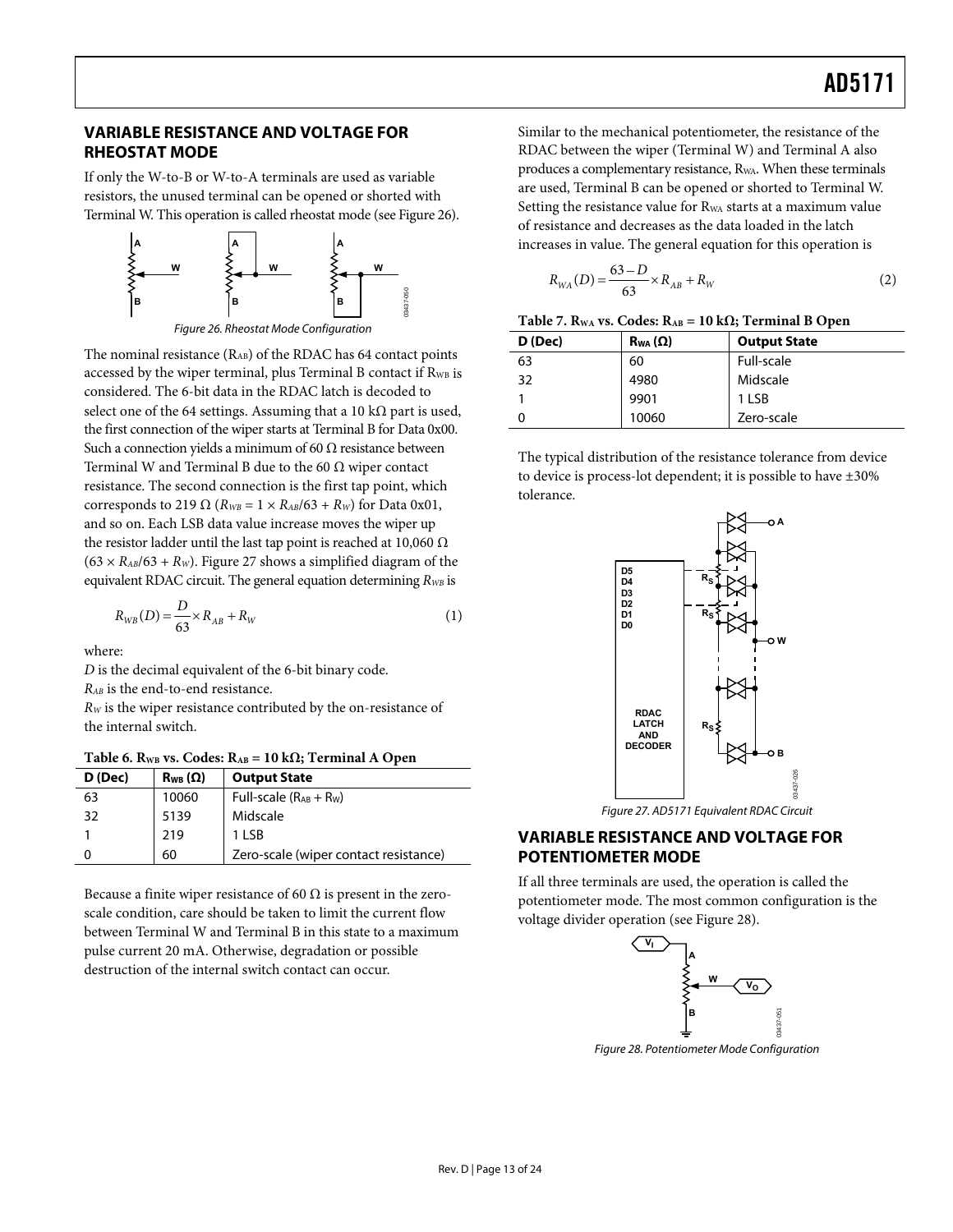## VARIABLE RESISTANCE AND VOLTAGE FOR RHEOSTAT MODE

If only the W-to-B or W-to-A terminals are used as variable resistors, the unused terminal can be opened or shorted with Terminal W. This operation is called rheostat mode (see Figure 26).

Figure 26. Rheostat Mode Configuration

The nominal resistance ($R_{AB}$) of the RDAC has 64 contact points accessed by the wiper terminal, plus Terminal B contact if $R_{WB}$ is considered. The 6-bit data in the RDAC latch is decoded to select one of the 64 settings. Assuming that a 10 kΩ part is used, the first connection of the wiper starts at Terminal B for Data 0x00. Such a connection yields a minimum of 60 Ω resistance between Terminal W and Terminal B due to the 60 Ω wiper contact resistance. The second connection is the first tap point, which corresponds to 219 Ω ($R_{WB} = 1 \times R_{AB}/63 + R_W$) for Data 0x01, and so on. Each LSB data value increase moves the wiper up the resistor ladder until the last tap point is reached at 10,060 Ω ($63 \times R_{AB}/63 + R_W$). Figure 27 shows a simplified diagram of the equivalent RDAC circuit. The general equation determining $R_{WB}$ is

$$R_{WB}(D) = \frac{D}{63} \times R_{AB} + R_W \tag{1}$$

where:

$D$ is the decimal equivalent of the 6-bit binary code.

$R_{AB}$ is the end-to-end resistance.

$R_W$ is the wiper resistance contributed by the on-resistance of the internal switch.

**Table 6. $R_{WB}$ vs. Codes: $R_{AB}$ = 10 kΩ; Terminal A Open**

| D (Dec) | $R_{WB}$ (Ω) | Output State |
|---|---|---|
| 63 | 10060 | Full-scale ($R_{AB} + R_W$) |
| 32 | 5139 | Midscale |
| 1 | 219 | 1 LSB |
| 0 | 60 | Zero-scale (wiper contact resistance) |

Because a finite wiper resistance of 60 Ω is present in the zero-scale condition, care should be taken to limit the current flow between Terminal W and Terminal B in this state to a maximum pulse current 20 mA. Otherwise, degradation or possible destruction of the internal switch contact can occur.

Similar to the mechanical potentiometer, the resistance of the RDAC between the wiper (Terminal W) and Terminal A also produces a complementary resistance, $R_{WA}$. When these terminals are used, Terminal B can be opened or shorted to Terminal W. Setting the resistance value for $R_{WA}$ starts at a maximum value of resistance and decreases as the data loaded in the latch increases in value. The general equation for this operation is

$$R_{WA}(D) = \frac{63 - D}{63} \times R_{AB} + R_W \tag{2}$$

**Table 7. $R_{WA}$ vs. Codes: $R_{AB}$ = 10 kΩ; Terminal B Open**

| D (Dec) | $R_{WA}$ (Ω) | Output State |
|---|---|---|
| 63 | 60 | Full-scale |
| 32 | 4980 | Midscale |
| 1 | 9901 | 1 LSB |
| 0 | 10060 | Zero-scale |

The typical distribution of the resistance tolerance from device to device is process-lot dependent; it is possible to have ±30% tolerance.

Figure 27. AD5171 Equivalent RDAC Circuit

## VARIABLE RESISTANCE AND VOLTAGE FOR POTENTIOMETER MODE

If all three terminals are used, the operation is called the potentiometer mode. The most common configuration is the voltage divider operation (see Figure 28).

Figure 28. Potentiometer Mode Configuration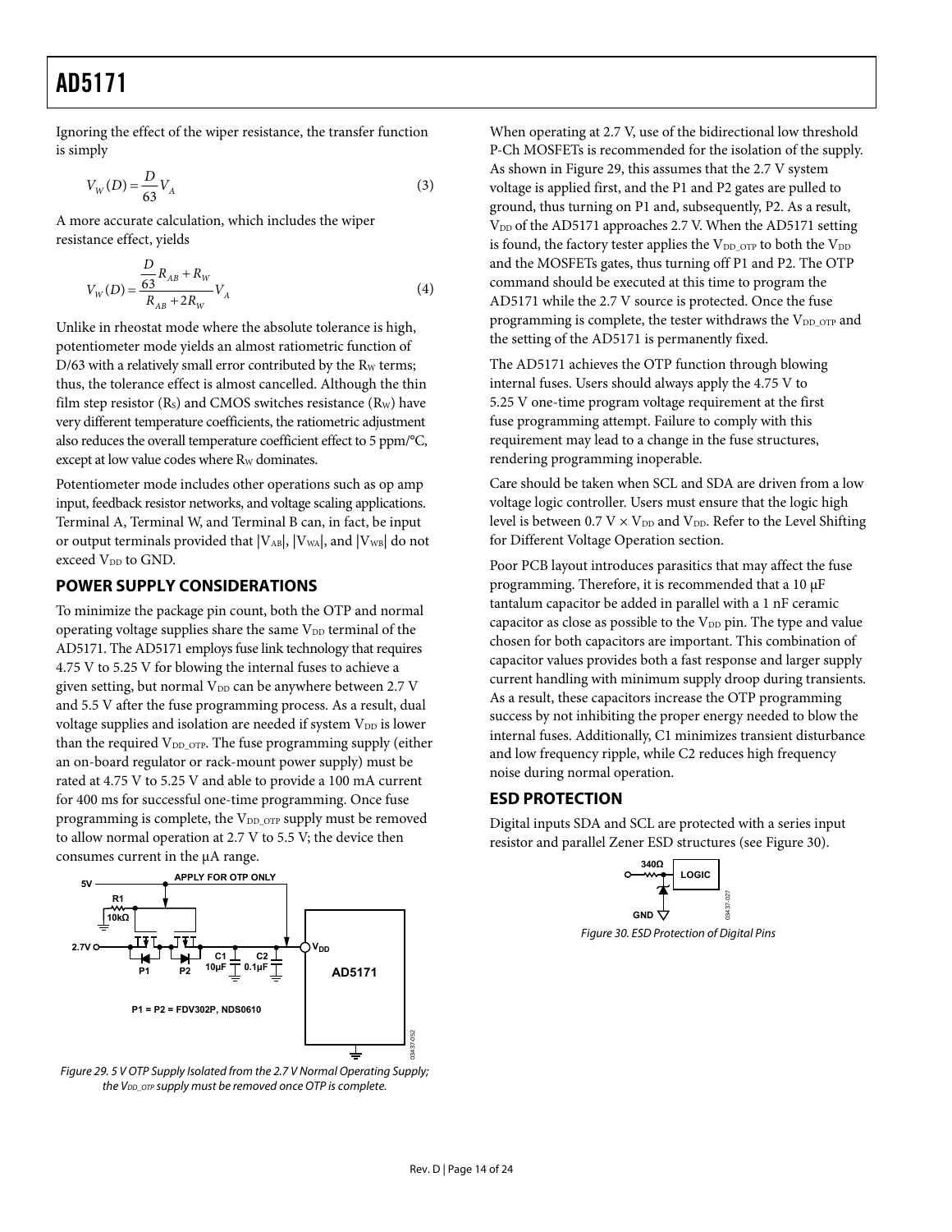Ignoring the effect of the wiper resistance, the transfer function is simply

$$V_W(D) = \frac{D}{63} V_A \tag{3}$$

A more accurate calculation, which includes the wiper resistance effect, yields

$$V_W(D) = \frac{\frac{D}{63} R_{AB} + R_W}{R_{AB} + 2R_W} V_A \tag{4}$$

Unlike in rheostat mode where the absolute tolerance is high, potentiometer mode yields an almost ratiometric function of D/63 with a relatively small error contributed by the $R_W$ terms; thus, the tolerance effect is almost cancelled. Although the thin film step resistor ($R_S$) and CMOS switches resistance ($R_W$) have very different temperature coefficients, the ratiometric adjustment also reduces the overall temperature coefficient effect to 5 ppm/°C, except at low value codes where $R_W$ dominates.

Potentiometer mode includes other operations such as op amp input, feedback resistor networks, and voltage scaling applications. Terminal A, Terminal W, and Terminal B can, in fact, be input or output terminals provided that $|V_{AB}|$, $|V_{WA}|$, and $|V_{WB}|$ do not exceed $V_{DD}$ to GND.

## POWER SUPPLY CONSIDERATIONS

To minimize the package pin count, both the OTP and normal operating voltage supplies share the same $V_{DD}$ terminal of the AD5171. The AD5171 employs fuse link technology that requires 4.75 V to 5.25 V for blowing the internal fuses to achieve a given setting, but normal $V_{DD}$ can be anywhere between 2.7 V and 5.5 V after the fuse programming process. As a result, dual voltage supplies and isolation are needed if system $V_{DD}$ is lower than the required $V_{DD\_OTP}$. The fuse programming supply (either an on-board regulator or rack-mount power supply) must be rated at 4.75 V to 5.25 V and able to provide a 100 mA current for 400 ms for successful one-time programming. Once fuse programming is complete, the $V_{DD\_OTP}$ supply must be removed to allow normal operation at 2.7 V to 5.5 V; the device then consumes current in the μA range.

Figure 29. 5 V OTP Supply Isolated from the 2.7 V Normal Operating Supply; the $V_{DD\_OTP}$ supply must be removed once OTP is complete.

When operating at 2.7 V, use of the bidirectional low threshold P-Ch MOSFETs is recommended for the isolation of the supply. As shown in Figure 29, this assumes that the 2.7 V system voltage is applied first, and the P1 and P2 gates are pulled to ground, thus turning on P1 and, subsequently, P2. As a result, $V_{DD}$ of the AD5171 approaches 2.7 V. When the AD5171 setting is found, the factory tester applies the $V_{DD\_OTP}$ to both the $V_{DD}$ and the MOSFETs gates, thus turning off P1 and P2. The OTP command should be executed at this time to program the AD5171 while the 2.7 V source is protected. Once the fuse programming is complete, the tester withdraws the $V_{DD\_OTP}$ and the setting of the AD5171 is permanently fixed.

The AD5171 achieves the OTP function through blowing internal fuses. Users should always apply the 4.75 V to 5.25 V one-time program voltage requirement at the first fuse programming attempt. Failure to comply with this requirement may lead to a change in the fuse structures, rendering programming inoperable.

Care should be taken when SCL and SDA are driven from a low voltage logic controller. Users must ensure that the logic high level is between 0.7 V × $V_{DD}$ and $V_{DD}$. Refer to the Level Shifting for Different Voltage Operation section.

Poor PCB layout introduces parasitics that may affect the fuse programming. Therefore, it is recommended that a 10 μF tantalum capacitor be added in parallel with a 1 nF ceramic capacitor as close as possible to the $V_{DD}$ pin. The type and value chosen for both capacitors are important. This combination of capacitor values provides both a fast response and larger supply current handling with minimum supply droop during transients. As a result, these capacitors increase the OTP programming success by not inhibiting the proper energy needed to blow the internal fuses. Additionally, C1 minimizes transient disturbance and low frequency ripple, while C2 reduces high frequency noise during normal operation.

## ESD PROTECTION

Digital inputs SDA and SCL are protected with a series input resistor and parallel Zener ESD structures (see Figure 30).

Figure 30. ESD Protection of Digital Pins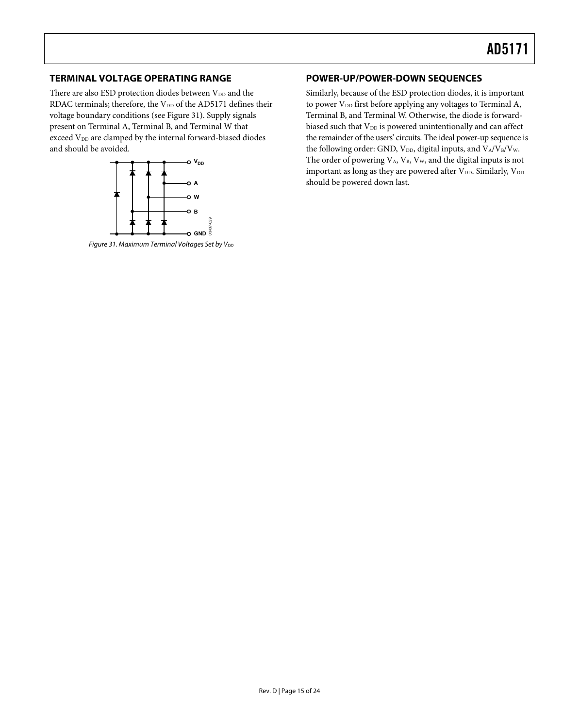## TERMINAL VOLTAGE OPERATING RANGE

There are also ESD protection diodes between $V_{DD}$ and the RDAC terminals; therefore, the $V_{DD}$ of the AD5171 defines their voltage boundary conditions (see Figure 31). Supply signals present on Terminal A, Terminal B, and Terminal W that exceed $V_{DD}$ are clamped by the internal forward-biased diodes and should be avoided.

*Figure 31. Maximum Terminal Voltages Set by $V_{DD}$*

## POWER-UP/POWER-DOWN SEQUENCES

Similarly, because of the ESD protection diodes, it is important to power $V_{DD}$ first before applying any voltages to Terminal A, Terminal B, and Terminal W. Otherwise, the diode is forward-biased such that $V_{DD}$ is powered unintentionally and can affect the remainder of the users' circuits. The ideal power-up sequence is the following order: GND, $V_{DD}$, digital inputs, and $V_A/V_B/V_W$. The order of powering $V_A$, $V_B$, $V_W$, and the digital inputs is not important as long as they are powered after $V_{DD}$. Similarly, $V_{DD}$ should be powered down last.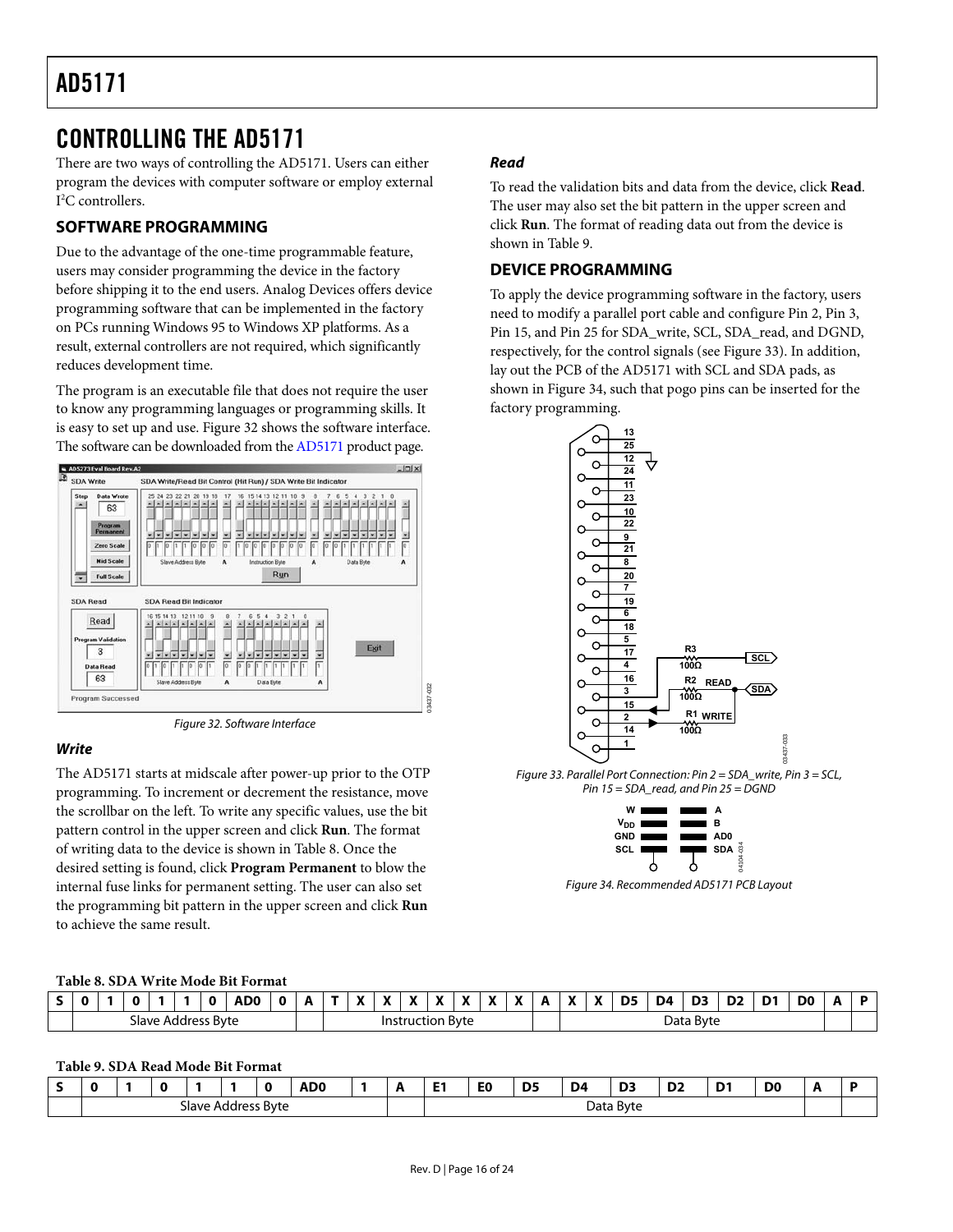# CONTROLLING THE AD5171

There are two ways of controlling the AD5171. Users can either program the devices with computer software or employ external I²C controllers.

## SOFTWARE PROGRAMMING

Due to the advantage of the one-time programmable feature, users may consider programming the device in the factory before shipping it to the end users. Analog Devices offers device programming software that can be implemented in the factory on PCs running Windows 95 to Windows XP platforms. As a result, external controllers are not required, which significantly reduces development time.

The program is an executable file that does not require the user to know any programming languages or programming skills. It is easy to set up and use. Figure 32 shows the software interface. The software can be downloaded from the AD5171 product page.

*Figure 32. Software Interface*

### Write

The AD5171 starts at midscale after power-up prior to the OTP programming. To increment or decrement the resistance, move the scrollbar on the left. To write any specific values, use the bit pattern control in the upper screen and click **Run**. The format of writing data to the device is shown in Table 8. Once the desired setting is found, click **Program Permanent** to blow the internal fuse links for permanent setting. The user can also set the programming bit pattern in the upper screen and click **Run** to achieve the same result.

### Read

To read the validation bits and data from the device, click **Read**. The user may also set the bit pattern in the upper screen and click **Run**. The format of reading data out from the device is shown in Table 9.

## DEVICE PROGRAMMING

To apply the device programming software in the factory, users need to modify a parallel port cable and configure Pin 2, Pin 3, Pin 15, and Pin 25 for SDA_write, SCL, SDA_read, and DGND, respectively, for the control signals (see Figure 33). In addition, lay out the PCB of the AD5171 with SCL and SDA pads, as shown in Figure 34, such that pogo pins can be inserted for the factory programming.

*Figure 33. Parallel Port Connection: Pin 2 = SDA_write, Pin 3 = SCL, Pin 15 = SDA_read, and Pin 25 = DGND*

*Figure 34. Recommended AD5171 PCB Layout*

**Table 8. SDA Write Mode Bit Format**

| S | 0 | 1 | 0 | 1 | 1 | 0 | AD0 | 0 | A | T | X | X | X | X | X | X | X | A | X | X | D5 | D4 | D3 | D2 | D1 | D0 | A | P |
|---|---|---|---|---|---|---|---|---|---|---|---|---|---|---|---|---|---|---|---|---|---|---|---|---|---|---|---|---|
| | Slave Address Byte | | | | | | | | | Instruction Byte | | | | | | | | | Data Byte | | | | | | | | | |

**Table 9. SDA Read Mode Bit Format**

| S | 0 | 1 | 0 | 1 | 1 | 0 | AD0 | 1 | A | E1 | E0 | D5 | D4 | D3 | D2 | D1 | D0 | A | P |
|---|---|---|---|---|---|---|---|---|---|---|---|---|---|---|---|---|---|---|---|
| | Slave Address Byte | | | | | | | | | Data Byte | | | | | | | | | |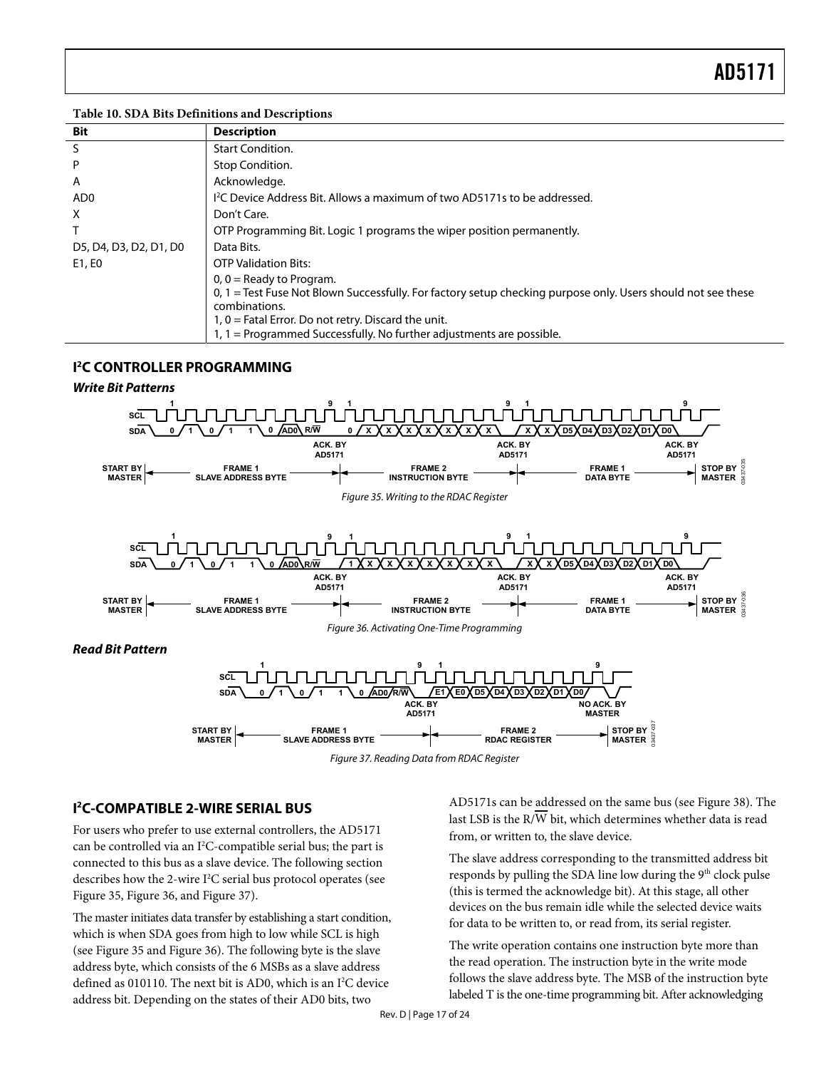Table 10. SDA Bits Definitions and Descriptions

| Bit | Description |
|---|---|
| S | Start Condition. |
| P | Stop Condition. |
| A | Acknowledge. |
| AD0 | I²C Device Address Bit. Allows a maximum of two AD5171s to be addressed. |
| X | Don't Care. |
| T | OTP Programming Bit. Logic 1 programs the wiper position permanently. |
| D5, D4, D3, D2, D1, D0 | Data Bits. |
| E1, E0 | OTP Validation Bits:<br>0, 0 = Ready to Program.<br>0, 1 = Test Fuse Not Blown Successfully. For factory setup checking purpose only. Users should not see these combinations.<br>1, 0 = Fatal Error. Do not retry. Discard the unit.<br>1, 1 = Programmed Successfully. No further adjustments are possible. |

## I²C CONTROLLER PROGRAMMING

### Write Bit Patterns

Figure 35. Writing to the RDAC Register

Figure 36. Activating One-Time Programming

### Read Bit Pattern

Figure 37. Reading Data from RDAC Register

## I²C-COMPATIBLE 2-WIRE SERIAL BUS

For users who prefer to use external controllers, the AD5171 can be controlled via an I²C-compatible serial bus; the part is connected to this bus as a slave device. The following section describes how the 2-wire I²C serial bus protocol operates (see Figure 35, Figure 36, and Figure 37).

The master initiates data transfer by establishing a start condition, which is when SDA goes from high to low while SCL is high (see Figure 35 and Figure 36). The following byte is the slave address byte, which consists of the 6 MSBs as a slave address defined as 010110. The next bit is AD0, which is an I²C device address bit. Depending on the states of their AD0 bits, two AD5171s can be addressed on the same bus (see Figure 38). The last LSB is the R/$\overline{W}$ bit, which determines whether data is read from, or written to, the slave device.

The slave address corresponding to the transmitted address bit responds by pulling the SDA line low during the 9th clock pulse (this is termed the acknowledge bit). At this stage, all other devices on the bus remain idle while the selected device waits for data to be written to, or read from, its serial register.

The write operation contains one instruction byte more than the read operation. The instruction byte in the write mode follows the slave address byte. The MSB of the instruction byte labeled T is the one-time programming bit. After acknowledging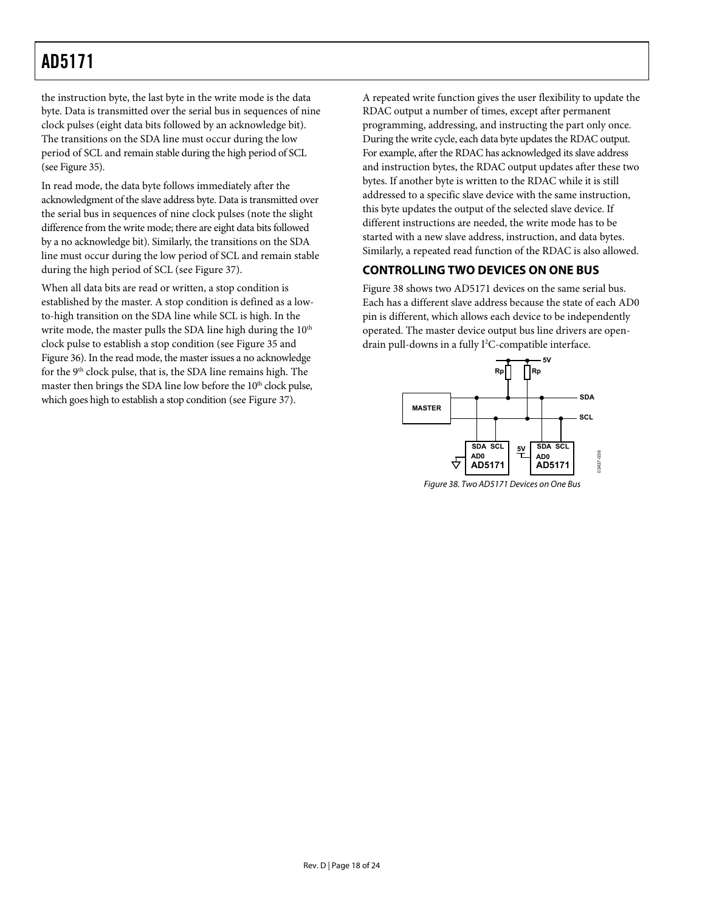the instruction byte, the last byte in the write mode is the data byte. Data is transmitted over the serial bus in sequences of nine clock pulses (eight data bits followed by an acknowledge bit). The transitions on the SDA line must occur during the low period of SCL and remain stable during the high period of SCL (see Figure 35).

In read mode, the data byte follows immediately after the acknowledgment of the slave address byte. Data is transmitted over the serial bus in sequences of nine clock pulses (note the slight difference from the write mode; there are eight data bits followed by a no acknowledge bit). Similarly, the transitions on the SDA line must occur during the low period of SCL and remain stable during the high period of SCL (see Figure 37).

When all data bits are read or written, a stop condition is established by the master. A stop condition is defined as a low-to-high transition on the SDA line while SCL is high. In the write mode, the master pulls the SDA line high during the 10th clock pulse to establish a stop condition (see Figure 35 and Figure 36). In the read mode, the master issues a no acknowledge for the 9th clock pulse, that is, the SDA line remains high. The master then brings the SDA line low before the 10th clock pulse, which goes high to establish a stop condition (see Figure 37).

A repeated write function gives the user flexibility to update the RDAC output a number of times, except after permanent programming, addressing, and instructing the part only once. During the write cycle, each data byte updates the RDAC output. For example, after the RDAC has acknowledged its slave address and instruction bytes, the RDAC output updates after these two bytes. If another byte is written to the RDAC while it is still addressed to a specific slave device with the same instruction, this byte updates the output of the selected slave device. If different instructions are needed, the write mode has to be started with a new slave address, instruction, and data bytes. Similarly, a repeated read function of the RDAC is also allowed.

## CONTROLLING TWO DEVICES ON ONE BUS

Figure 38 shows two AD5171 devices on the same serial bus. Each has a different slave address because the state of each AD0 pin is different, which allows each device to be independently operated. The master device output bus line drivers are open-drain pull-downs in a fully I²C-compatible interface.

Figure 38. Two AD5171 Devices on One Bus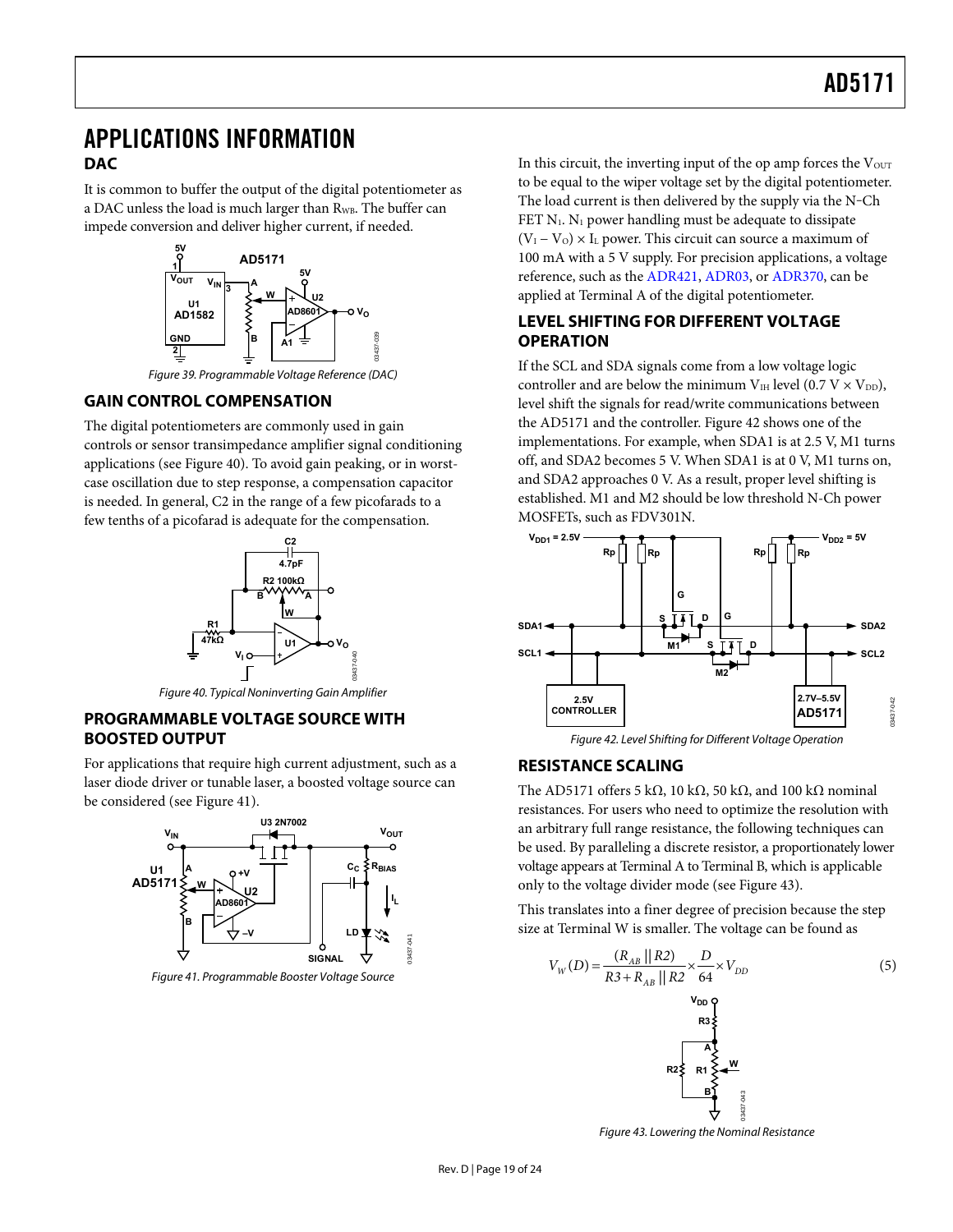# APPLICATIONS INFORMATION

## DAC

It is common to buffer the output of the digital potentiometer as a DAC unless the load is much larger than $R_{WB}$. The buffer can impede conversion and deliver higher current, if needed.

Figure 39. Programmable Voltage Reference (DAC)

## GAIN CONTROL COMPENSATION

The digital potentiometers are commonly used in gain controls or sensor transimpedance amplifier signal conditioning applications (see Figure 40). To avoid gain peaking, or in worst-case oscillation due to step response, a compensation capacitor is needed. In general, C2 in the range of a few picofarads to a few tenths of a picofarad is adequate for the compensation.

Figure 40. Typical Noninverting Gain Amplifier

## PROGRAMMABLE VOLTAGE SOURCE WITH BOOSTED OUTPUT

For applications that require high current adjustment, such as a laser diode driver or tunable laser, a boosted voltage source can be considered (see Figure 41).

Figure 41. Programmable Booster Voltage Source

In this circuit, the inverting input of the op amp forces the $V_{OUT}$ to be equal to the wiper voltage set by the digital potentiometer. The load current is then delivered by the supply via the N-Ch FET $N_1$. $N_1$ power handling must be adequate to dissipate $(V_I - V_O) \times I_L$ power. This circuit can source a maximum of 100 mA with a 5 V supply. For precision applications, a voltage reference, such as the ADR421, ADR03, or ADR370, can be applied at Terminal A of the digital potentiometer.

## LEVEL SHIFTING FOR DIFFERENT VOLTAGE OPERATION

If the SCL and SDA signals come from a low voltage logic controller and are below the minimum $V_{IH}$ level ($0.7\ V \times V_{DD}$), level shift the signals for read/write communications between the AD5171 and the controller. Figure 42 shows one of the implementations. For example, when SDA1 is at 2.5 V, M1 turns off, and SDA2 becomes 5 V. When SDA1 is at 0 V, M1 turns on, and SDA2 approaches 0 V. As a result, proper level shifting is established. M1 and M2 should be low threshold N-Ch power MOSFETs, such as FDV301N.

Figure 42. Level Shifting for Different Voltage Operation

## RESISTANCE SCALING

The AD5171 offers 5 kΩ, 10 kΩ, 50 kΩ, and 100 kΩ nominal resistances. For users who need to optimize the resolution with an arbitrary full range resistance, the following techniques can be used. By paralleling a discrete resistor, a proportionately lower voltage appears at Terminal A to Terminal B, which is applicable only to the voltage divider mode (see Figure 43).

This translates into a finer degree of precision because the step size at Terminal W is smaller. The voltage can be found as

$$V_W(D) = \frac{(R_{AB} \parallel R2)}{R3 + R_{AB} \parallel R2} \times \frac{D}{64} \times V_{DD} \tag{5}$$

Figure 43. Lowering the Nominal Resistance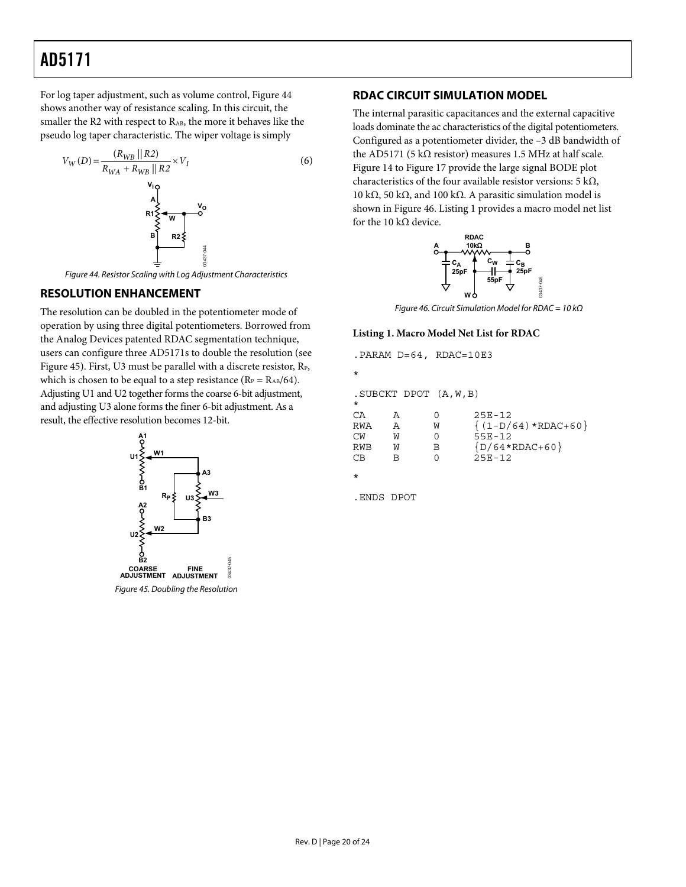For log taper adjustment, such as volume control, Figure 44 shows another way of resistance scaling. In this circuit, the smaller the R2 with respect to $R_{AB}$, the more it behaves like the pseudo log taper characteristic. The wiper voltage is simply

$$V_W(D) = \frac{(R_{WB} \parallel R2)}{R_{WA} + R_{WB} \parallel R2} \times V_I \quad (6)$$

*Figure 44. Resistor Scaling with Log Adjustment Characteristics*

## RESOLUTION ENHANCEMENT

The resolution can be doubled in the potentiometer mode of operation by using three digital potentiometers. Borrowed from the Analog Devices patented RDAC segmentation technique, users can configure three AD5171s to double the resolution (see Figure 45). First, U3 must be parallel with a discrete resistor, $R_P$, which is chosen to be equal to a step resistance ($R_P = R_{AB}/64$). Adjusting U1 and U2 together forms the coarse 6-bit adjustment, and adjusting U3 alone forms the finer 6-bit adjustment. As a result, the effective resolution becomes 12-bit.

*Figure 45. Doubling the Resolution*

## RDAC CIRCUIT SIMULATION MODEL

The internal parasitic capacitances and the external capacitive loads dominate the ac characteristics of the digital potentiometers. Configured as a potentiometer divider, the –3 dB bandwidth of the AD5171 (5 kΩ resistor) measures 1.5 MHz at half scale. Figure 14 to Figure 17 provide the large signal BODE plot characteristics of the four available resistor versions: 5 kΩ, 10 kΩ, 50 kΩ, and 100 kΩ. A parasitic simulation model is shown in Figure 46. Listing 1 provides a macro model net list for the 10 kΩ device.

*Figure 46. Circuit Simulation Model for RDAC = 10 kΩ*

**Listing 1. Macro Model Net List for RDAC**

```
.PARAM D=64, RDAC=10E3
*
.SUBCKT DPOT (A,W,B)
*
CA    A    0    25E-12
RWA   A    W    {(1-D/64)*RDAC+60}
CW    W    0    55E-12
RWB   W    B    {D/64*RDAC+60}
CB    B    0    25E-12
*
.ENDS DPOT
```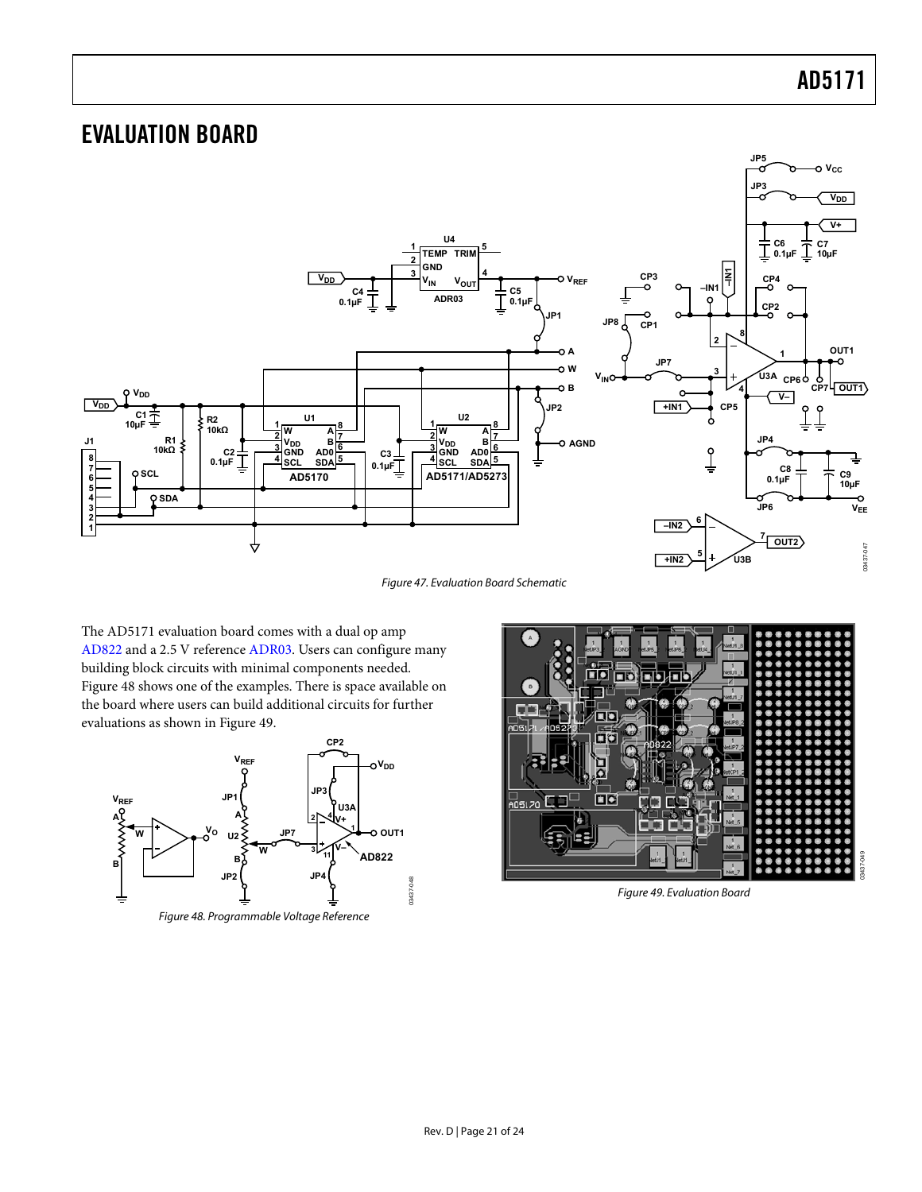## EVALUATION BOARD

*Figure 47. Evaluation Board Schematic*

The AD5171 evaluation board comes with a dual op amp AD822 and a 2.5 V reference ADR03. Users can configure many building block circuits with minimal components needed. Figure 48 shows one of the examples. There is space available on the board where users can build additional circuits for further evaluations as shown in Figure 49.

*Figure 48. Programmable Voltage Reference*

*Figure 49. Evaluation Board*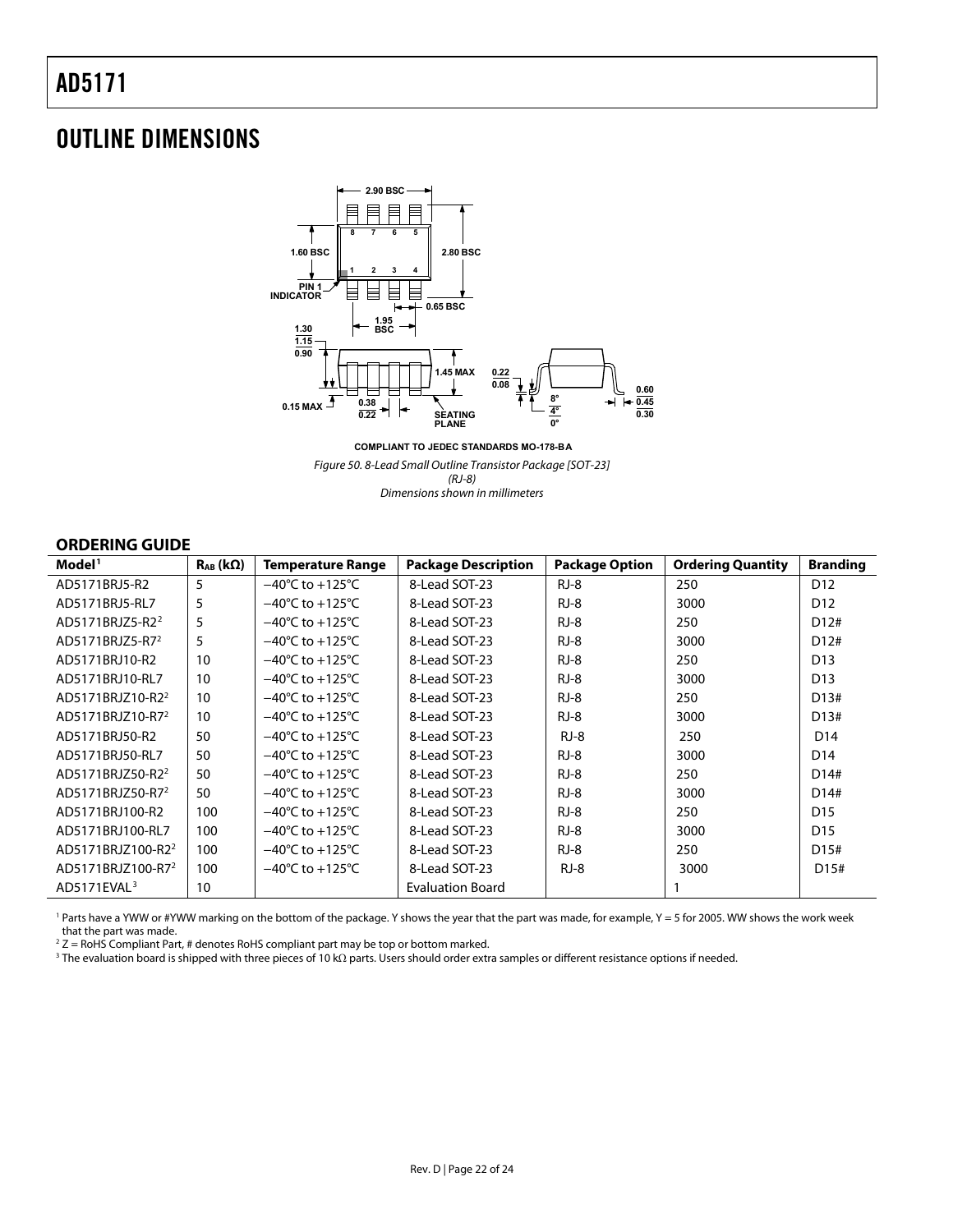## OUTLINE DIMENSIONS

COMPLIANT TO JEDEC STANDARDS MO-178-BA

*Figure 50. 8-Lead Small Outline Transistor Package [SOT-23] (RJ-8) Dimensions shown in millimeters*

### ORDERING GUIDE

| Model[1] | $R_{AB}$ (kΩ) | Temperature Range | Package Description | Package Option | Ordering Quantity | Branding |
|---|---|---|---|---|---|---|
| AD5171BRJ5-R2 | 5 | −40°C to +125°C | 8-Lead SOT-23 | RJ-8 | 250 | D12 |
| AD5171BRJ5-RL7 | 5 | −40°C to +125°C | 8-Lead SOT-23 | RJ-8 | 3000 | D12 |
| AD5171BRJZ5-R2[2] | 5 | −40°C to +125°C | 8-Lead SOT-23 | RJ-8 | 250 | D12# |
| AD5171BRJZ5-R7[2] | 5 | −40°C to +125°C | 8-Lead SOT-23 | RJ-8 | 3000 | D12# |
| AD5171BRJ10-R2 | 10 | −40°C to +125°C | 8-Lead SOT-23 | RJ-8 | 250 | D13 |
| AD5171BRJ10-RL7 | 10 | −40°C to +125°C | 8-Lead SOT-23 | RJ-8 | 3000 | D13 |
| AD5171BRJZ10-R2[2] | 10 | −40°C to +125°C | 8-Lead SOT-23 | RJ-8 | 250 | D13# |
| AD5171BRJZ10-R7[2] | 10 | −40°C to +125°C | 8-Lead SOT-23 | RJ-8 | 3000 | D13# |
| AD5171BRJ50-R2 | 50 | −40°C to +125°C | 8-Lead SOT-23 | RJ-8 | 250 | D14 |
| AD5171BRJ50-RL7 | 50 | −40°C to +125°C | 8-Lead SOT-23 | RJ-8 | 3000 | D14 |
| AD5171BRJZ50-R2[2] | 50 | −40°C to +125°C | 8-Lead SOT-23 | RJ-8 | 250 | D14# |
| AD5171BRJZ50-R7[2] | 50 | −40°C to +125°C | 8-Lead SOT-23 | RJ-8 | 3000 | D14# |
| AD5171BRJ100-R2 | 100 | −40°C to +125°C | 8-Lead SOT-23 | RJ-8 | 250 | D15 |
| AD5171BRJ100-RL7 | 100 | −40°C to +125°C | 8-Lead SOT-23 | RJ-8 | 3000 | D15 |
| AD5171BRJZ100-R2[2] | 100 | −40°C to +125°C | 8-Lead SOT-23 | RJ-8 | 250 | D15# |
| AD5171BRJZ100-R7[2] | 100 | −40°C to +125°C | 8-Lead SOT-23 | RJ-8 | 3000 | D15# |
| AD5171EVAL[3] | 10 | | Evaluation Board | | 1 | |

[1] Parts have a YWW or #YWW marking on the bottom of the package. Y shows the year that the part was made, for example, Y = 5 for 2005. WW shows the work week that the part was made.

[2] Z = RoHS Compliant Part, # denotes RoHS compliant part may be top or bottom marked.

[3] The evaluation board is shipped with three pieces of 10 kΩ parts. Users should order extra samples or different resistance options if needed.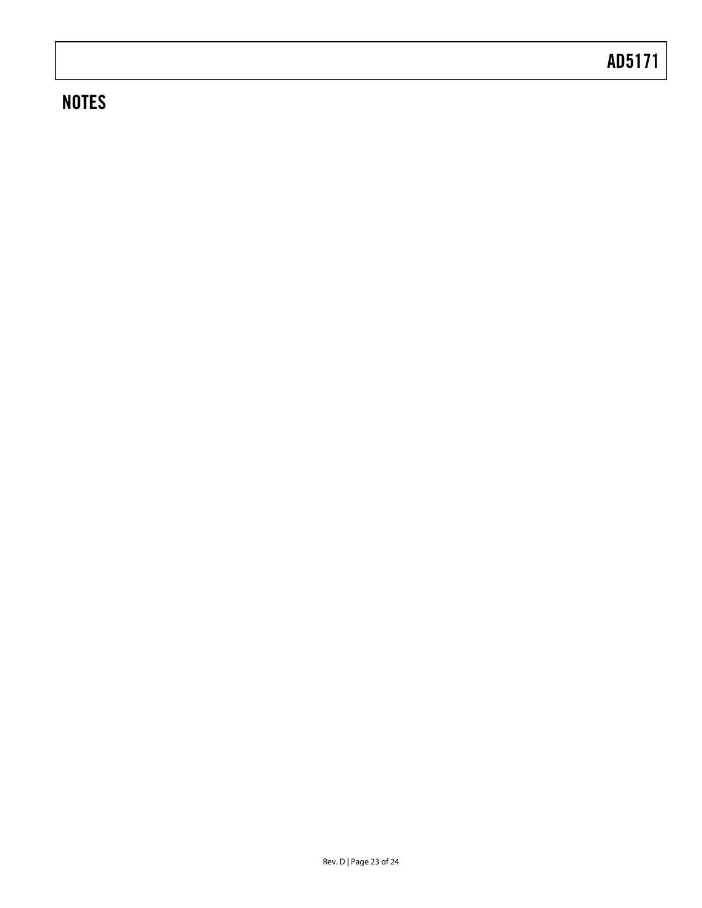## NOTES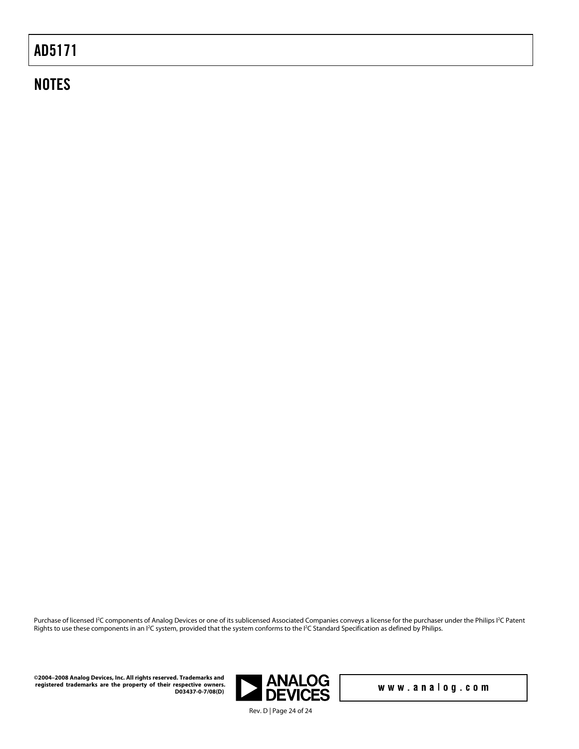## NOTES

Purchase of licensed $I^2C$ components of Analog Devices or one of its sublicensed Associated Companies conveys a license for the purchaser under the Philips $I^2C$ Patent Rights to use these components in an $I^2C$ system, provided that the system conforms to the $I^2C$ Standard Specification as defined by Philips.

**©2004–2008 Analog Devices, Inc. All rights reserved. Trademarks and registered trademarks are the property of their respective owners. D03437-0-7/08(D)**

www.analog.com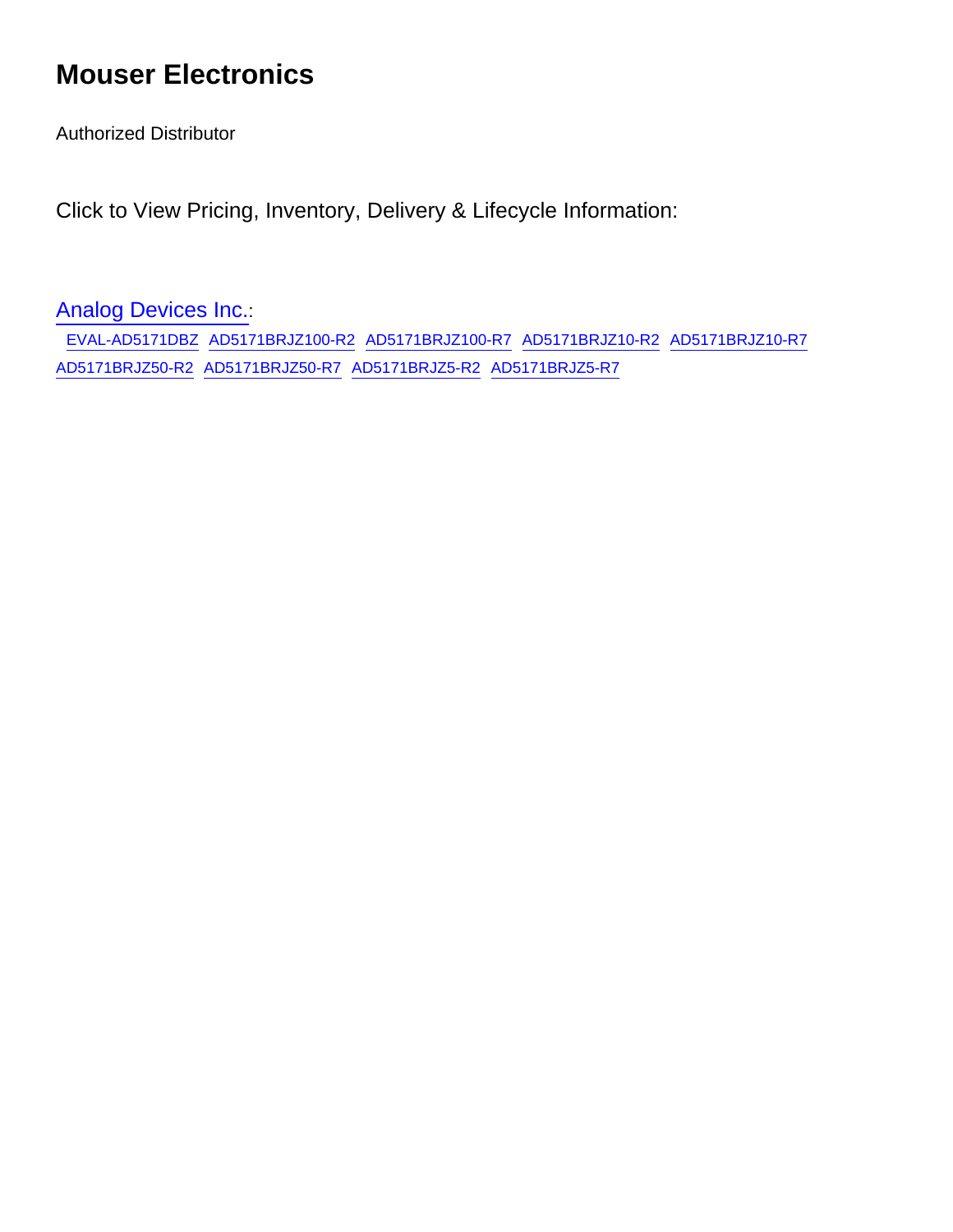# Mouser Electronics

Authorized Distributor

Click to View Pricing, Inventory, Delivery & Lifecycle Information:

Analog Devices Inc.:

EVAL-AD5171DBZ AD5171BRJZ100-R2 AD5171BRJZ100-R7 AD5171BRJZ10-R2 AD5171BRJZ10-R7 AD5171BRJZ50-R2 AD5171BRJZ50-R7 AD5171BRJZ5-R2 AD5171BRJZ5-R7